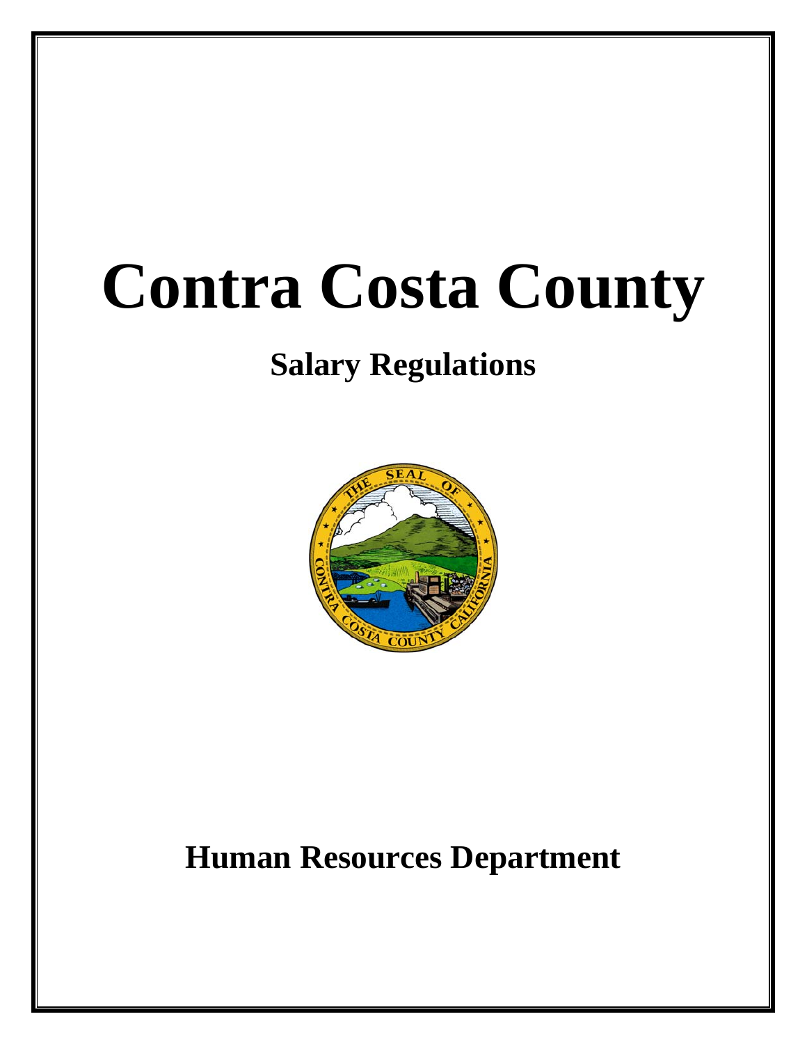# Contra Costa County

## Salary Regulations

## Human Resources Department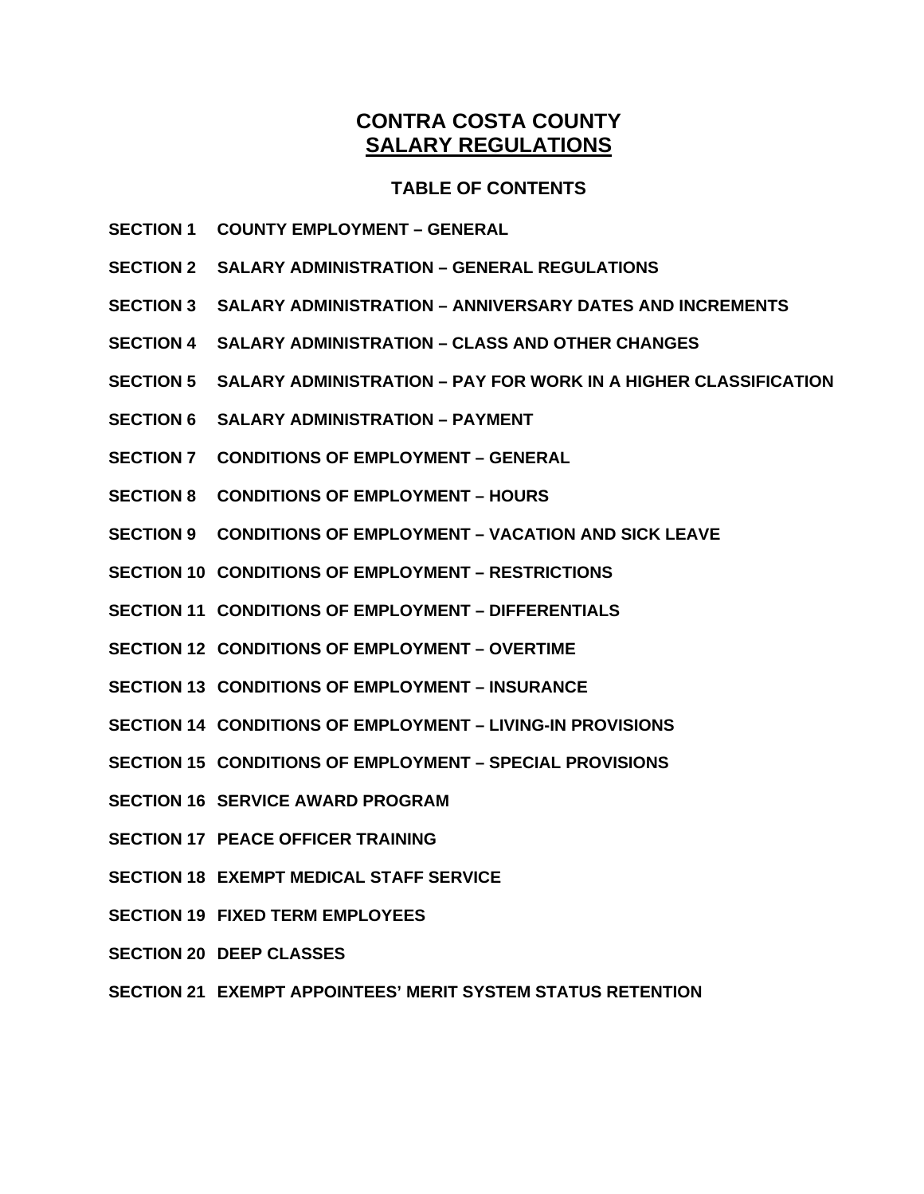# CONTRA COSTA COUNTY
## SALARY REGULATIONS

### TABLE OF CONTENTS

**SECTION 1 COUNTY EMPLOYMENT – GENERAL**

**SECTION 2 SALARY ADMINISTRATION – GENERAL REGULATIONS**

**SECTION 3 SALARY ADMINISTRATION – ANNIVERSARY DATES AND INCREMENTS**

**SECTION 4 SALARY ADMINISTRATION – CLASS AND OTHER CHANGES**

**SECTION 5 SALARY ADMINISTRATION – PAY FOR WORK IN A HIGHER CLASSIFICATION**

**SECTION 6 SALARY ADMINISTRATION – PAYMENT**

**SECTION 7 CONDITIONS OF EMPLOYMENT – GENERAL**

**SECTION 8 CONDITIONS OF EMPLOYMENT – HOURS**

**SECTION 9 CONDITIONS OF EMPLOYMENT – VACATION AND SICK LEAVE**

**SECTION 10 CONDITIONS OF EMPLOYMENT – RESTRICTIONS**

**SECTION 11 CONDITIONS OF EMPLOYMENT – DIFFERENTIALS**

**SECTION 12 CONDITIONS OF EMPLOYMENT – OVERTIME**

**SECTION 13 CONDITIONS OF EMPLOYMENT – INSURANCE**

**SECTION 14 CONDITIONS OF EMPLOYMENT – LIVING-IN PROVISIONS**

**SECTION 15 CONDITIONS OF EMPLOYMENT – SPECIAL PROVISIONS**

**SECTION 16 SERVICE AWARD PROGRAM**

**SECTION 17 PEACE OFFICER TRAINING**

**SECTION 18 EXEMPT MEDICAL STAFF SERVICE**

**SECTION 19 FIXED TERM EMPLOYEES**

**SECTION 20 DEEP CLASSES**

**SECTION 21 EXEMPT APPOINTEES' MERIT SYSTEM STATUS RETENTION**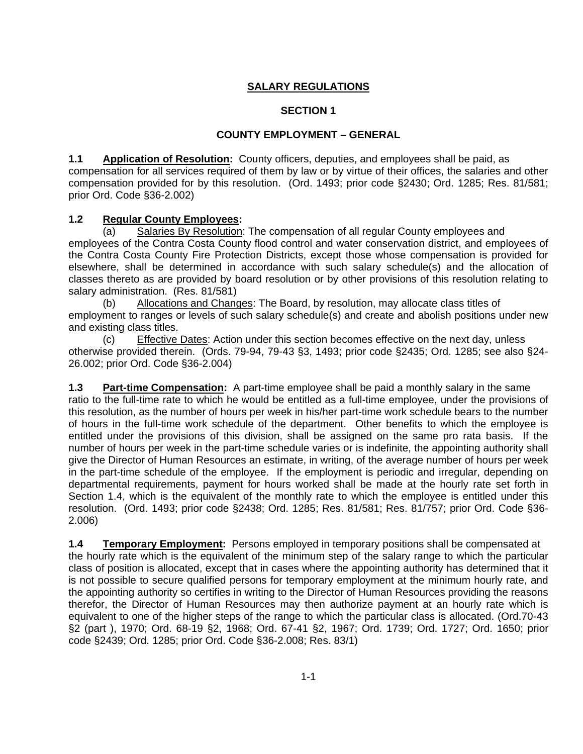# SALARY REGULATIONS

## SECTION 1

## COUNTY EMPLOYMENT – GENERAL

**1.1 Application of Resolution:** County officers, deputies, and employees shall be paid, as compensation for all services required of them by law or by virtue of their offices, the salaries and other compensation provided for by this resolution. (Ord. 1493; prior code §2430; Ord. 1285; Res. 81/581; prior Ord. Code §36-2.002)

**1.2 Regular County Employees:**

(a) Salaries By Resolution: The compensation of all regular County employees and employees of the Contra Costa County flood control and water conservation district, and employees of the Contra Costa County Fire Protection Districts, except those whose compensation is provided for elsewhere, shall be determined in accordance with such salary schedule(s) and the allocation of classes thereto as are provided by board resolution or by other provisions of this resolution relating to salary administration. (Res. 81/581)

(b) Allocations and Changes: The Board, by resolution, may allocate class titles of employment to ranges or levels of such salary schedule(s) and create and abolish positions under new and existing class titles.

(c) Effective Dates: Action under this section becomes effective on the next day, unless otherwise provided therein. (Ords. 79-94, 79-43 §3, 1493; prior code §2435; Ord. 1285; see also §24-26.002; prior Ord. Code §36-2.004)

**1.3 Part-time Compensation:** A part-time employee shall be paid a monthly salary in the same ratio to the full-time rate to which he would be entitled as a full-time employee, under the provisions of this resolution, as the number of hours per week in his/her part-time work schedule bears to the number of hours in the full-time work schedule of the department. Other benefits to which the employee is entitled under the provisions of this division, shall be assigned on the same pro rata basis. If the number of hours per week in the part-time schedule varies or is indefinite, the appointing authority shall give the Director of Human Resources an estimate, in writing, of the average number of hours per week in the part-time schedule of the employee. If the employment is periodic and irregular, depending on departmental requirements, payment for hours worked shall be made at the hourly rate set forth in Section 1.4, which is the equivalent of the monthly rate to which the employee is entitled under this resolution. (Ord. 1493; prior code §2438; Ord. 1285; Res. 81/581; Res. 81/757; prior Ord. Code §36-2.006)

**1.4 Temporary Employment:** Persons employed in temporary positions shall be compensated at the hourly rate which is the equivalent of the minimum step of the salary range to which the particular class of position is allocated, except that in cases where the appointing authority has determined that it is not possible to secure qualified persons for temporary employment at the minimum hourly rate, and the appointing authority so certifies in writing to the Director of Human Resources providing the reasons therefor, the Director of Human Resources may then authorize payment at an hourly rate which is equivalent to one of the higher steps of the range to which the particular class is allocated. (Ord.70-43 §2 (part ), 1970; Ord. 68-19 §2, 1968; Ord. 67-41 §2, 1967; Ord. 1739; Ord. 1727; Ord. 1650; prior code §2439; Ord. 1285; prior Ord. Code §36-2.008; Res. 83/1)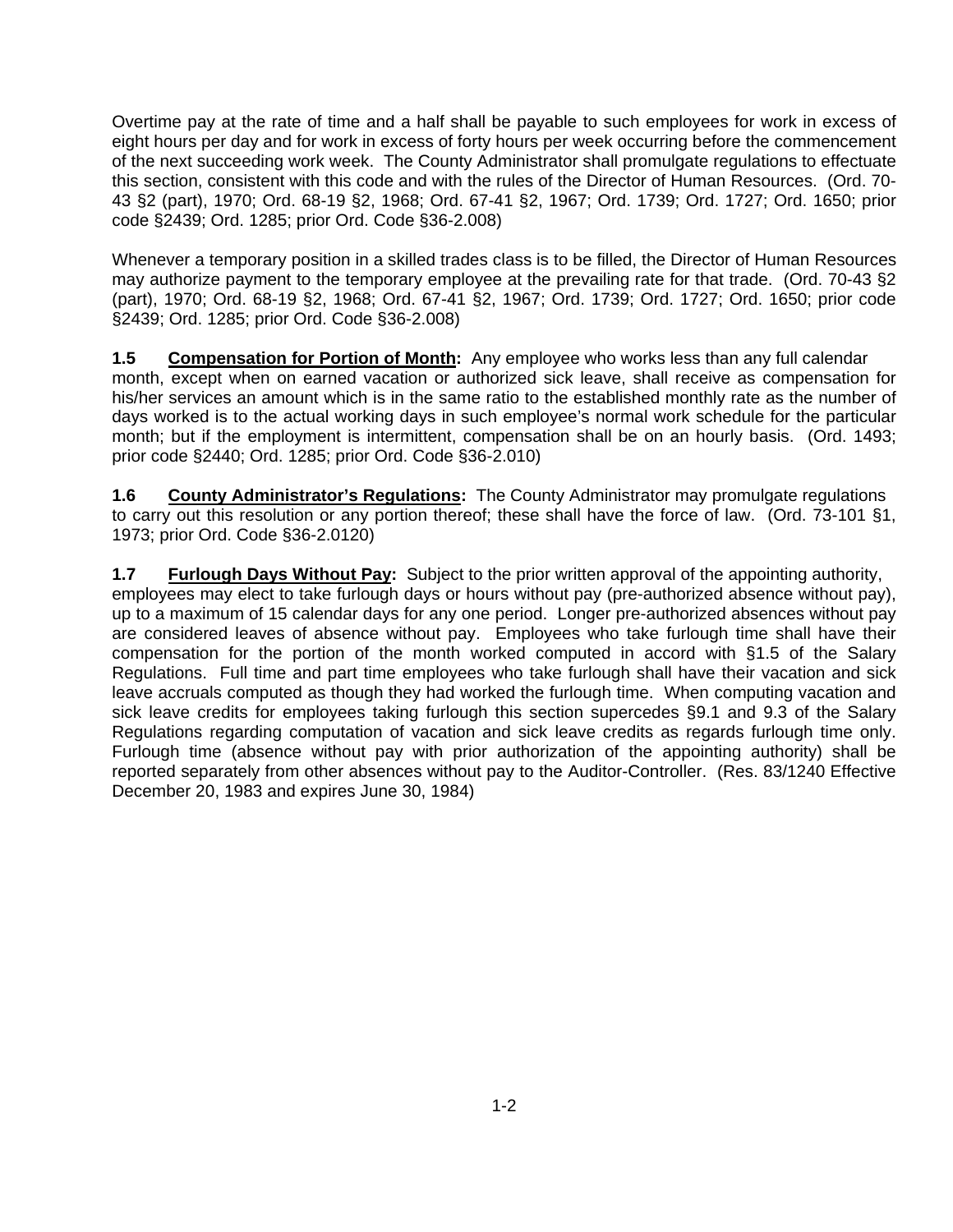Overtime pay at the rate of time and a half shall be payable to such employees for work in excess of eight hours per day and for work in excess of forty hours per week occurring before the commencement of the next succeeding work week. The County Administrator shall promulgate regulations to effectuate this section, consistent with this code and with the rules of the Director of Human Resources. (Ord. 70-43 §2 (part), 1970; Ord. 68-19 §2, 1968; Ord. 67-41 §2, 1967; Ord. 1739; Ord. 1727; Ord. 1650; prior code §2439; Ord. 1285; prior Ord. Code §36-2.008)

Whenever a temporary position in a skilled trades class is to be filled, the Director of Human Resources may authorize payment to the temporary employee at the prevailing rate for that trade. (Ord. 70-43 §2 (part), 1970; Ord. 68-19 §2, 1968; Ord. 67-41 §2, 1967; Ord. 1739; Ord. 1727; Ord. 1650; prior code §2439; Ord. 1285; prior Ord. Code §36-2.008)

**1.5 Compensation for Portion of Month:** Any employee who works less than any full calendar month, except when on earned vacation or authorized sick leave, shall receive as compensation for his/her services an amount which is in the same ratio to the established monthly rate as the number of days worked is to the actual working days in such employee's normal work schedule for the particular month; but if the employment is intermittent, compensation shall be on an hourly basis. (Ord. 1493; prior code §2440; Ord. 1285; prior Ord. Code §36-2.010)

**1.6 County Administrator's Regulations:** The County Administrator may promulgate regulations to carry out this resolution or any portion thereof; these shall have the force of law. (Ord. 73-101 §1, 1973; prior Ord. Code §36-2.0120)

**1.7 Furlough Days Without Pay:** Subject to the prior written approval of the appointing authority, employees may elect to take furlough days or hours without pay (pre-authorized absence without pay), up to a maximum of 15 calendar days for any one period. Longer pre-authorized absences without pay are considered leaves of absence without pay. Employees who take furlough time shall have their compensation for the portion of the month worked computed in accord with §1.5 of the Salary Regulations. Full time and part time employees who take furlough shall have their vacation and sick leave accruals computed as though they had worked the furlough time. When computing vacation and sick leave credits for employees taking furlough this section supercedes §9.1 and 9.3 of the Salary Regulations regarding computation of vacation and sick leave credits as regards furlough time only. Furlough time (absence without pay with prior authorization of the appointing authority) shall be reported separately from other absences without pay to the Auditor-Controller. (Res. 83/1240 Effective December 20, 1983 and expires June 30, 1984)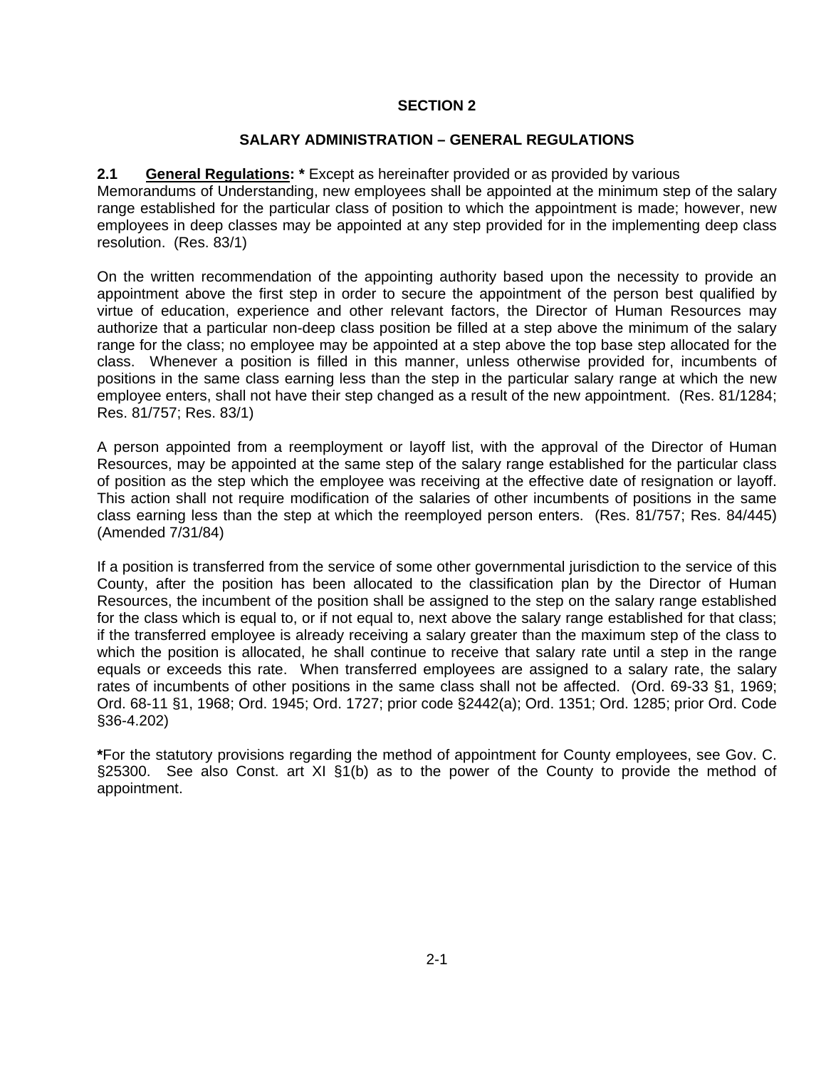# SECTION 2

## SALARY ADMINISTRATION – GENERAL REGULATIONS

**2.1 General Regulations: *** Except as hereinafter provided or as provided by various Memorandums of Understanding, new employees shall be appointed at the minimum step of the salary range established for the particular class of position to which the appointment is made; however, new employees in deep classes may be appointed at any step provided for in the implementing deep class resolution. (Res. 83/1)

On the written recommendation of the appointing authority based upon the necessity to provide an appointment above the first step in order to secure the appointment of the person best qualified by virtue of education, experience and other relevant factors, the Director of Human Resources may authorize that a particular non-deep class position be filled at a step above the minimum of the salary range for the class; no employee may be appointed at a step above the top base step allocated for the class. Whenever a position is filled in this manner, unless otherwise provided for, incumbents of positions in the same class earning less than the step in the particular salary range at which the new employee enters, shall not have their step changed as a result of the new appointment. (Res. 81/1284; Res. 81/757; Res. 83/1)

A person appointed from a reemployment or layoff list, with the approval of the Director of Human Resources, may be appointed at the same step of the salary range established for the particular class of position as the step which the employee was receiving at the effective date of resignation or layoff. This action shall not require modification of the salaries of other incumbents of positions in the same class earning less than the step at which the reemployed person enters. (Res. 81/757; Res. 84/445) (Amended 7/31/84)

If a position is transferred from the service of some other governmental jurisdiction to the service of this County, after the position has been allocated to the classification plan by the Director of Human Resources, the incumbent of the position shall be assigned to the step on the salary range established for the class which is equal to, or if not equal to, next above the salary range established for that class; if the transferred employee is already receiving a salary greater than the maximum step of the class to which the position is allocated, he shall continue to receive that salary rate until a step in the range equals or exceeds this rate. When transferred employees are assigned to a salary rate, the salary rates of incumbents of other positions in the same class shall not be affected. (Ord. 69-33 §1, 1969; Ord. 68-11 §1, 1968; Ord. 1945; Ord. 1727; prior code §2442(a); Ord. 1351; Ord. 1285; prior Ord. Code §36-4.202)

**\***For the statutory provisions regarding the method of appointment for County employees, see Gov. C. §25300. See also Const. art XI §1(b) as to the power of the County to provide the method of appointment.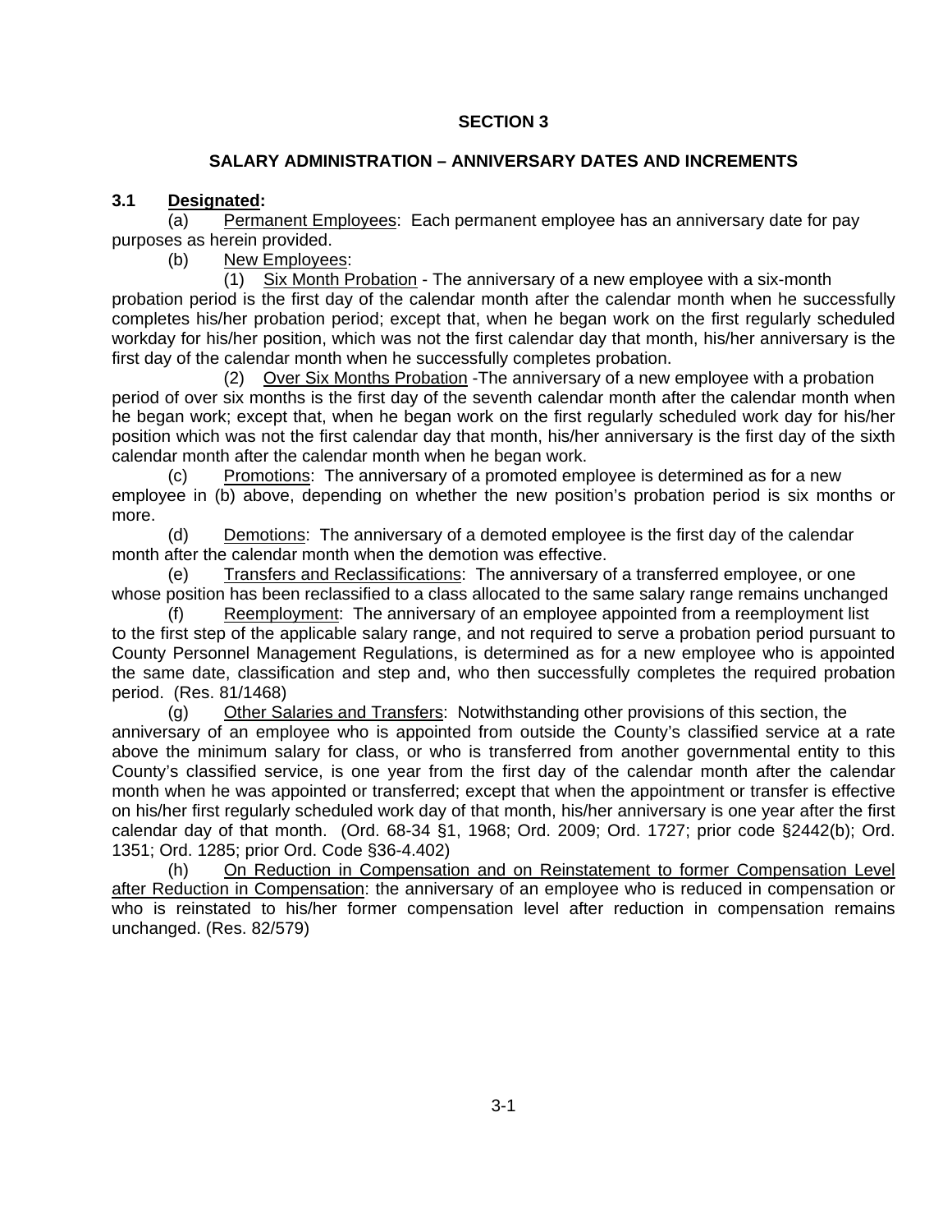## SECTION 3

## SALARY ADMINISTRATION – ANNIVERSARY DATES AND INCREMENTS

**3.1 Designated:**

(a) Permanent Employees: Each permanent employee has an anniversary date for pay purposes as herein provided.

(b) New Employees:

(1) Six Month Probation - The anniversary of a new employee with a six-month probation period is the first day of the calendar month after the calendar month when he successfully completes his/her probation period; except that, when he began work on the first regularly scheduled workday for his/her position, which was not the first calendar day that month, his/her anniversary is the first day of the calendar month when he successfully completes probation.

(2) Over Six Months Probation -The anniversary of a new employee with a probation period of over six months is the first day of the seventh calendar month after the calendar month when he began work; except that, when he began work on the first regularly scheduled work day for his/her position which was not the first calendar day that month, his/her anniversary is the first day of the sixth calendar month after the calendar month when he began work.

(c) Promotions: The anniversary of a promoted employee is determined as for a new employee in (b) above, depending on whether the new position's probation period is six months or more.

(d) Demotions: The anniversary of a demoted employee is the first day of the calendar month after the calendar month when the demotion was effective.

(e) Transfers and Reclassifications: The anniversary of a transferred employee, or one whose position has been reclassified to a class allocated to the same salary range remains unchanged

(f) Reemployment: The anniversary of an employee appointed from a reemployment list to the first step of the applicable salary range, and not required to serve a probation period pursuant to County Personnel Management Regulations, is determined as for a new employee who is appointed the same date, classification and step and, who then successfully completes the required probation period. (Res. 81/1468)

(g) Other Salaries and Transfers: Notwithstanding other provisions of this section, the anniversary of an employee who is appointed from outside the County's classified service at a rate above the minimum salary for class, or who is transferred from another governmental entity to this County's classified service, is one year from the first day of the calendar month after the calendar month when he was appointed or transferred; except that when the appointment or transfer is effective on his/her first regularly scheduled work day of that month, his/her anniversary is one year after the first calendar day of that month. (Ord. 68-34 §1, 1968; Ord. 2009; Ord. 1727; prior code §2442(b); Ord. 1351; Ord. 1285; prior Ord. Code §36-4.402)

(h) On Reduction in Compensation and on Reinstatement to former Compensation Level after Reduction in Compensation: the anniversary of an employee who is reduced in compensation or who is reinstated to his/her former compensation level after reduction in compensation remains unchanged. (Res. 82/579)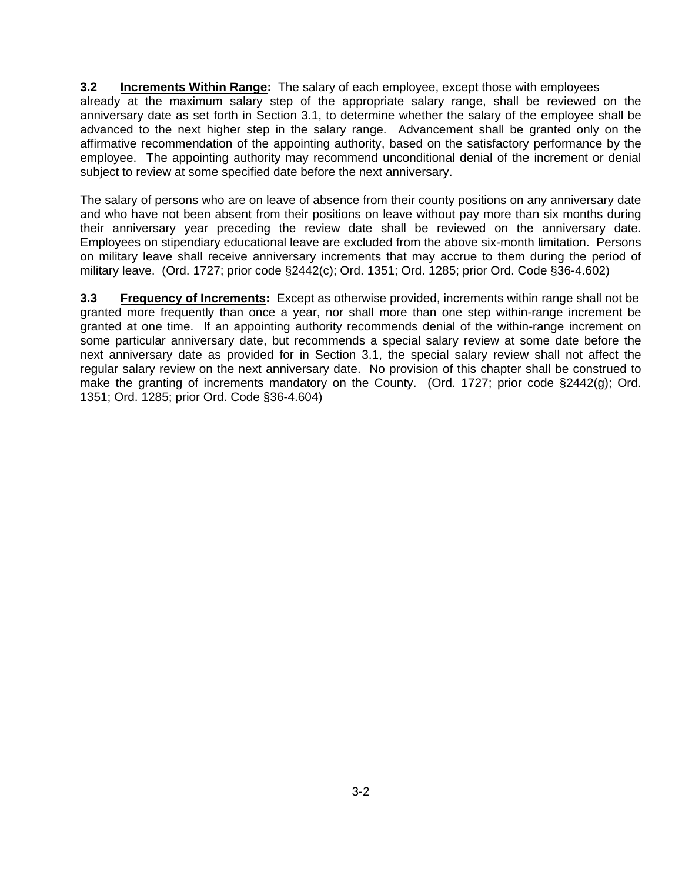**3.2 Increments Within Range:** The salary of each employee, except those with employees already at the maximum salary step of the appropriate salary range, shall be reviewed on the anniversary date as set forth in Section 3.1, to determine whether the salary of the employee shall be advanced to the next higher step in the salary range. Advancement shall be granted only on the affirmative recommendation of the appointing authority, based on the satisfactory performance by the employee. The appointing authority may recommend unconditional denial of the increment or denial subject to review at some specified date before the next anniversary.

The salary of persons who are on leave of absence from their county positions on any anniversary date and who have not been absent from their positions on leave without pay more than six months during their anniversary year preceding the review date shall be reviewed on the anniversary date. Employees on stipendiary educational leave are excluded from the above six-month limitation. Persons on military leave shall receive anniversary increments that may accrue to them during the period of military leave. (Ord. 1727; prior code §2442(c); Ord. 1351; Ord. 1285; prior Ord. Code §36-4.602)

**3.3 Frequency of Increments:** Except as otherwise provided, increments within range shall not be granted more frequently than once a year, nor shall more than one step within-range increment be granted at one time. If an appointing authority recommends denial of the within-range increment on some particular anniversary date, but recommends a special salary review at some date before the next anniversary date as provided for in Section 3.1, the special salary review shall not affect the regular salary review on the next anniversary date. No provision of this chapter shall be construed to make the granting of increments mandatory on the County. (Ord. 1727; prior code §2442(g); Ord. 1351; Ord. 1285; prior Ord. Code §36-4.604)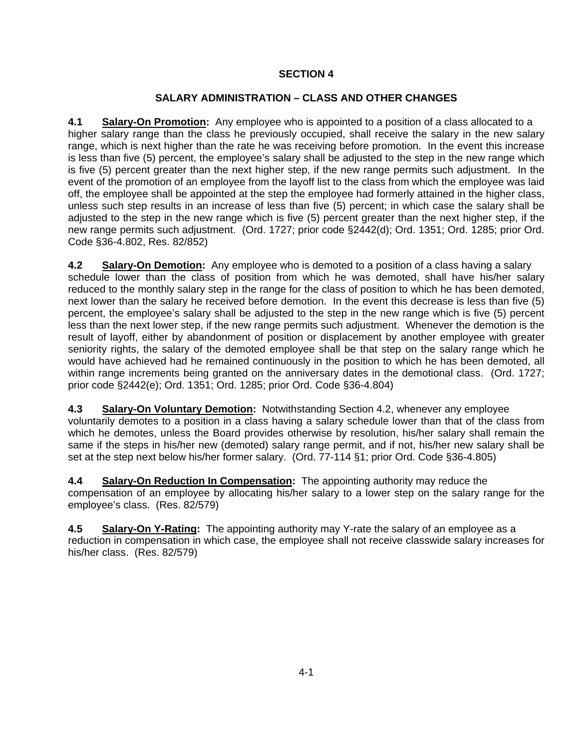# SECTION 4

## SALARY ADMINISTRATION – CLASS AND OTHER CHANGES

**4.1 Salary-On Promotion:** Any employee who is appointed to a position of a class allocated to a higher salary range than the class he previously occupied, shall receive the salary in the new salary range, which is next higher than the rate he was receiving before promotion. In the event this increase is less than five (5) percent, the employee's salary shall be adjusted to the step in the new range which is five (5) percent greater than the next higher step, if the new range permits such adjustment. In the event of the promotion of an employee from the layoff list to the class from which the employee was laid off, the employee shall be appointed at the step the employee had formerly attained in the higher class, unless such step results in an increase of less than five (5) percent; in which case the salary shall be adjusted to the step in the new range which is five (5) percent greater than the next higher step, if the new range permits such adjustment. (Ord. 1727; prior code §2442(d); Ord. 1351; Ord. 1285; prior Ord. Code §36-4.802, Res. 82/852)

**4.2 Salary-On Demotion:** Any employee who is demoted to a position of a class having a salary schedule lower than the class of position from which he was demoted, shall have his/her salary reduced to the monthly salary step in the range for the class of position to which he has been demoted, next lower than the salary he received before demotion. In the event this decrease is less than five (5) percent, the employee's salary shall be adjusted to the step in the new range which is five (5) percent less than the next lower step, if the new range permits such adjustment. Whenever the demotion is the result of layoff, either by abandonment of position or displacement by another employee with greater seniority rights, the salary of the demoted employee shall be that step on the salary range which he would have achieved had he remained continuously in the position to which he has been demoted, all within range increments being granted on the anniversary dates in the demotional class. (Ord. 1727; prior code §2442(e); Ord. 1351; Ord. 1285; prior Ord. Code §36-4.804)

**4.3 Salary-On Voluntary Demotion:** Notwithstanding Section 4.2, whenever any employee voluntarily demotes to a position in a class having a salary schedule lower than that of the class from which he demotes, unless the Board provides otherwise by resolution, his/her salary shall remain the same if the steps in his/her new (demoted) salary range permit, and if not, his/her new salary shall be set at the step next below his/her former salary. (Ord. 77-114 §1; prior Ord. Code §36-4.805)

**4.4 Salary-On Reduction In Compensation:** The appointing authority may reduce the compensation of an employee by allocating his/her salary to a lower step on the salary range for the employee's class. (Res. 82/579)

**4.5 Salary-On Y-Rating:** The appointing authority may Y-rate the salary of an employee as a reduction in compensation in which case, the employee shall not receive classwide salary increases for his/her class. (Res. 82/579)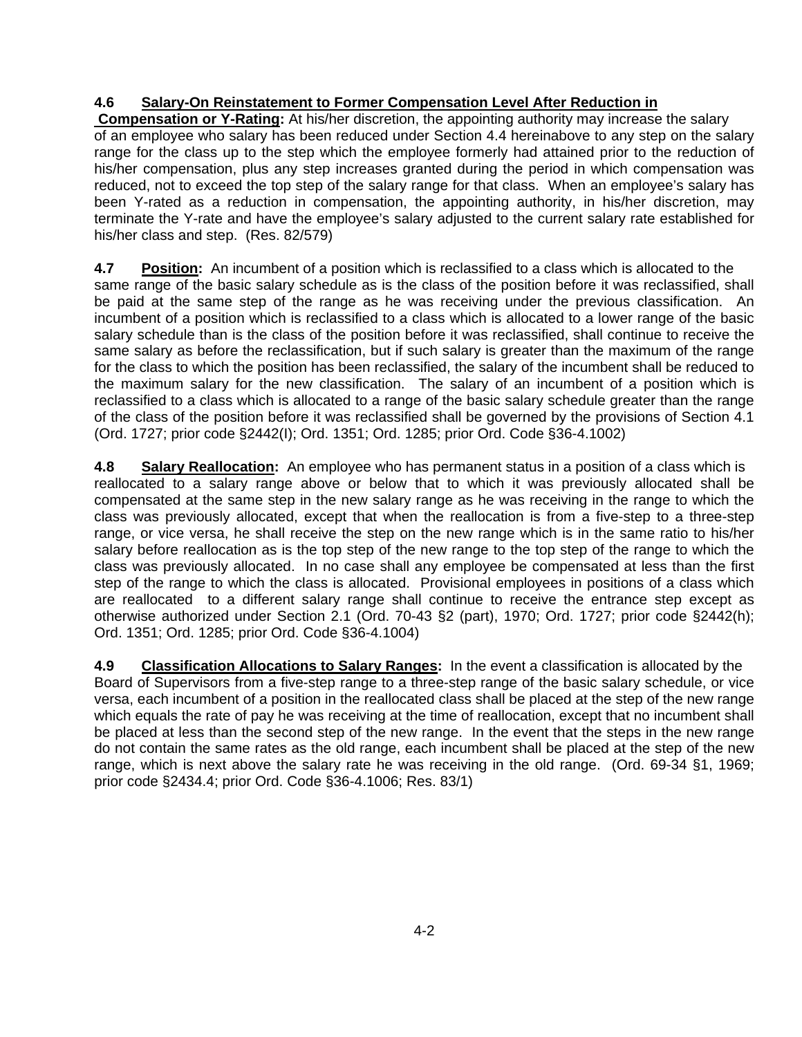**4.6 Salary-On Reinstatement to Former Compensation Level After Reduction in Compensation or Y-Rating:** At his/her discretion, the appointing authority may increase the salary of an employee who salary has been reduced under Section 4.4 hereinabove to any step on the salary range for the class up to the step which the employee formerly had attained prior to the reduction of his/her compensation, plus any step increases granted during the period in which compensation was reduced, not to exceed the top step of the salary range for that class. When an employee's salary has been Y-rated as a reduction in compensation, the appointing authority, in his/her discretion, may terminate the Y-rate and have the employee's salary adjusted to the current salary rate established for his/her class and step. (Res. 82/579)

**4.7 Position:** An incumbent of a position which is reclassified to a class which is allocated to the same range of the basic salary schedule as is the class of the position before it was reclassified, shall be paid at the same step of the range as he was receiving under the previous classification. An incumbent of a position which is reclassified to a class which is allocated to a lower range of the basic salary schedule than is the class of the position before it was reclassified, shall continue to receive the same salary as before the reclassification, but if such salary is greater than the maximum of the range for the class to which the position has been reclassified, the salary of the incumbent shall be reduced to the maximum salary for the new classification. The salary of an incumbent of a position which is reclassified to a class which is allocated to a range of the basic salary schedule greater than the range of the class of the position before it was reclassified shall be governed by the provisions of Section 4.1 (Ord. 1727; prior code §2442(I); Ord. 1351; Ord. 1285; prior Ord. Code §36-4.1002)

**4.8 Salary Reallocation:** An employee who has permanent status in a position of a class which is reallocated to a salary range above or below that to which it was previously allocated shall be compensated at the same step in the new salary range as he was receiving in the range to which the class was previously allocated, except that when the reallocation is from a five-step to a three-step range, or vice versa, he shall receive the step on the new range which is in the same ratio to his/her salary before reallocation as is the top step of the new range to the top step of the range to which the class was previously allocated. In no case shall any employee be compensated at less than the first step of the range to which the class is allocated. Provisional employees in positions of a class which are reallocated to a different salary range shall continue to receive the entrance step except as otherwise authorized under Section 2.1 (Ord. 70-43 §2 (part), 1970; Ord. 1727; prior code §2442(h); Ord. 1351; Ord. 1285; prior Ord. Code §36-4.1004)

**4.9 Classification Allocations to Salary Ranges:** In the event a classification is allocated by the Board of Supervisors from a five-step range to a three-step range of the basic salary schedule, or vice versa, each incumbent of a position in the reallocated class shall be placed at the step of the new range which equals the rate of pay he was receiving at the time of reallocation, except that no incumbent shall be placed at less than the second step of the new range. In the event that the steps in the new range do not contain the same rates as the old range, each incumbent shall be placed at the step of the new range, which is next above the salary rate he was receiving in the old range. (Ord. 69-34 §1, 1969; prior code §2434.4; prior Ord. Code §36-4.1006; Res. 83/1)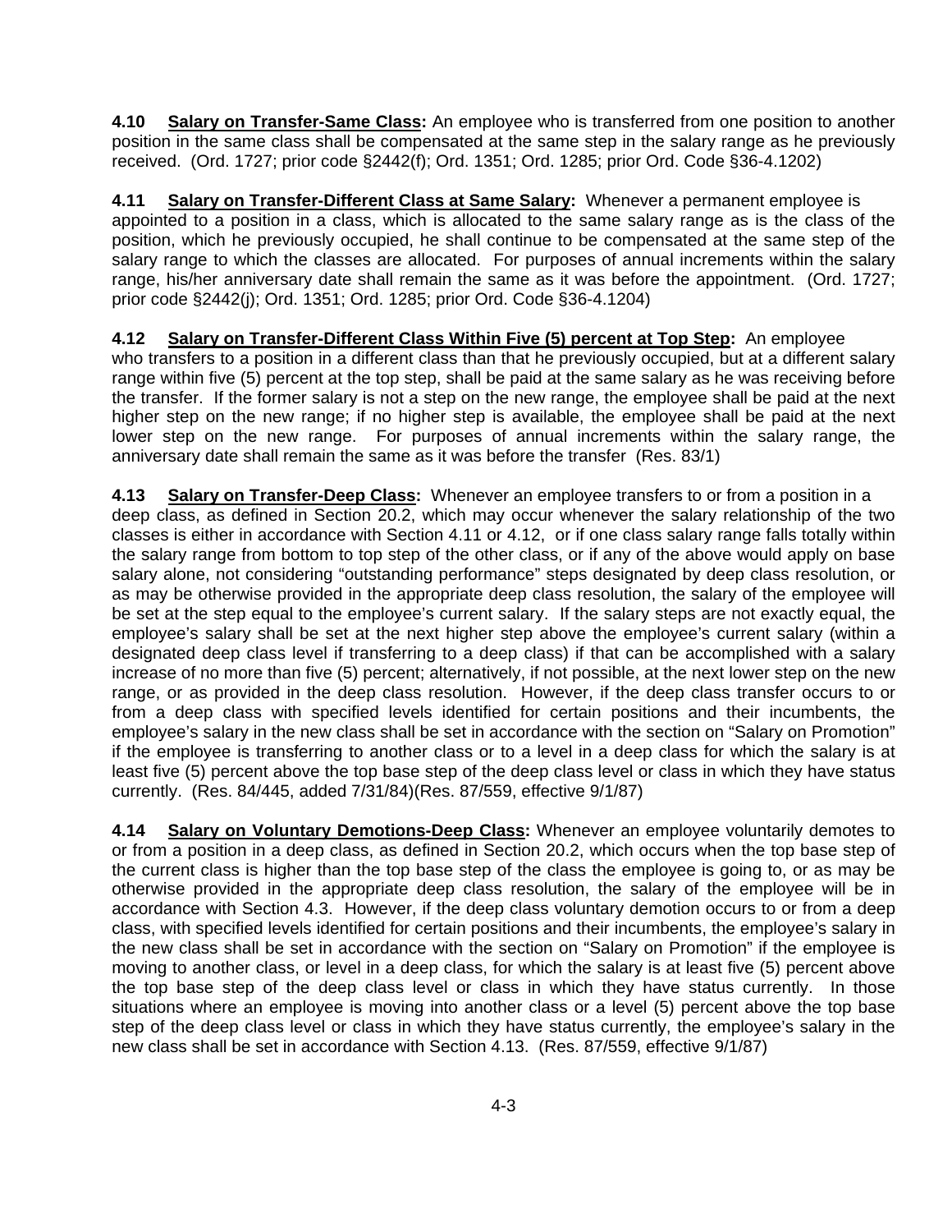**4.10 Salary on Transfer-Same Class:** An employee who is transferred from one position to another position in the same class shall be compensated at the same step in the salary range as he previously received. (Ord. 1727; prior code §2442(f); Ord. 1351; Ord. 1285; prior Ord. Code §36-4.1202)

**4.11 Salary on Transfer-Different Class at Same Salary:** Whenever a permanent employee is appointed to a position in a class, which is allocated to the same salary range as is the class of the position, which he previously occupied, he shall continue to be compensated at the same step of the salary range to which the classes are allocated. For purposes of annual increments within the salary range, his/her anniversary date shall remain the same as it was before the appointment. (Ord. 1727; prior code §2442(j); Ord. 1351; Ord. 1285; prior Ord. Code §36-4.1204)

**4.12 Salary on Transfer-Different Class Within Five (5) percent at Top Step:** An employee who transfers to a position in a different class than that he previously occupied, but at a different salary range within five (5) percent at the top step, shall be paid at the same salary as he was receiving before the transfer. If the former salary is not a step on the new range, the employee shall be paid at the next higher step on the new range; if no higher step is available, the employee shall be paid at the next lower step on the new range. For purposes of annual increments within the salary range, the anniversary date shall remain the same as it was before the transfer (Res. 83/1)

**4.13 Salary on Transfer-Deep Class:** Whenever an employee transfers to or from a position in a deep class, as defined in Section 20.2, which may occur whenever the salary relationship of the two classes is either in accordance with Section 4.11 or 4.12, or if one class salary range falls totally within the salary range from bottom to top step of the other class, or if any of the above would apply on base salary alone, not considering "outstanding performance" steps designated by deep class resolution, or as may be otherwise provided in the appropriate deep class resolution, the salary of the employee will be set at the step equal to the employee's current salary. If the salary steps are not exactly equal, the employee's salary shall be set at the next higher step above the employee's current salary (within a designated deep class level if transferring to a deep class) if that can be accomplished with a salary increase of no more than five (5) percent; alternatively, if not possible, at the next lower step on the new range, or as provided in the deep class resolution. However, if the deep class transfer occurs to or from a deep class with specified levels identified for certain positions and their incumbents, the employee's salary in the new class shall be set in accordance with the section on "Salary on Promotion" if the employee is transferring to another class or to a level in a deep class for which the salary is at least five (5) percent above the top base step of the deep class level or class in which they have status currently. (Res. 84/445, added 7/31/84)(Res. 87/559, effective 9/1/87)

**4.14 Salary on Voluntary Demotions-Deep Class:** Whenever an employee voluntarily demotes to or from a position in a deep class, as defined in Section 20.2, which occurs when the top base step of the current class is higher than the top base step of the class the employee is going to, or as may be otherwise provided in the appropriate deep class resolution, the salary of the employee will be in accordance with Section 4.3. However, if the deep class voluntary demotion occurs to or from a deep class, with specified levels identified for certain positions and their incumbents, the employee's salary in the new class shall be set in accordance with the section on "Salary on Promotion" if the employee is moving to another class, or level in a deep class, for which the salary is at least five (5) percent above the top base step of the deep class level or class in which they have status currently. In those situations where an employee is moving into another class or a level (5) percent above the top base step of the deep class level or class in which they have status currently, the employee's salary in the new class shall be set in accordance with Section 4.13. (Res. 87/559, effective 9/1/87)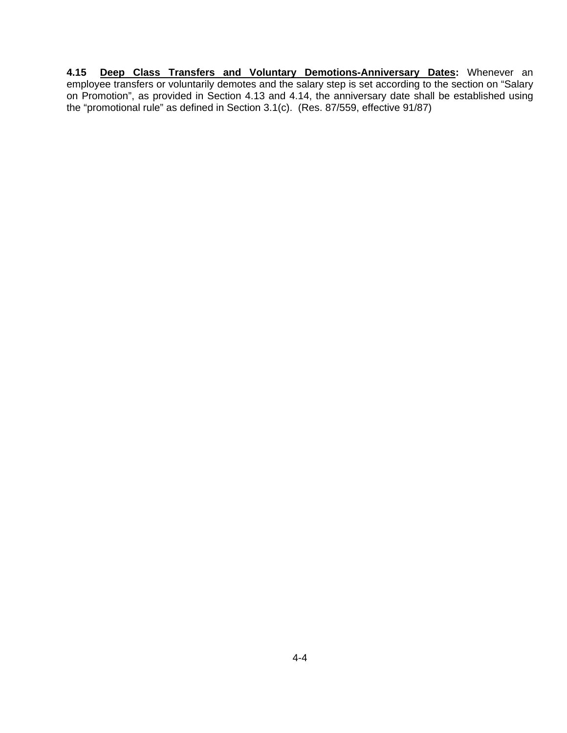**4.15 <u>Deep Class Transfers and Voluntary Demotions-Anniversary Dates</u>:** Whenever an employee transfers or voluntarily demotes and the salary step is set according to the section on "Salary on Promotion", as provided in Section 4.13 and 4.14, the anniversary date shall be established using the "promotional rule" as defined in Section 3.1(c). (Res. 87/559, effective 91/87)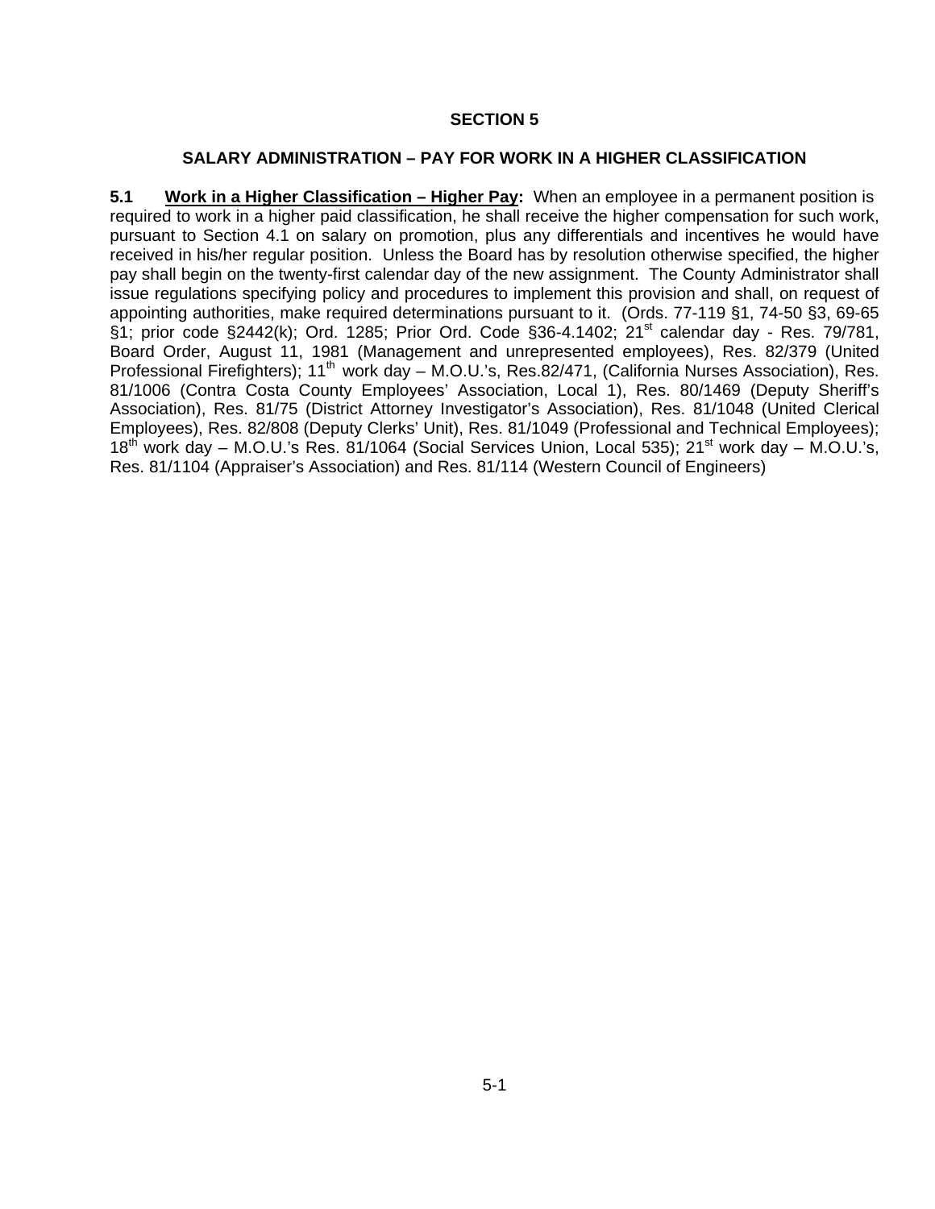## SECTION 5

### SALARY ADMINISTRATION – PAY FOR WORK IN A HIGHER CLASSIFICATION

**5.1 <u>Work in a Higher Classification – Higher Pay</u>:** When an employee in a permanent position is required to work in a higher paid classification, he shall receive the higher compensation for such work, pursuant to Section 4.1 on salary on promotion, plus any differentials and incentives he would have received in his/her regular position. Unless the Board has by resolution otherwise specified, the higher pay shall begin on the twenty-first calendar day of the new assignment. The County Administrator shall issue regulations specifying policy and procedures to implement this provision and shall, on request of appointing authorities, make required determinations pursuant to it. (Ords. 77-119 §1, 74-50 §3, 69-65 §1; prior code §2442(k); Ord. 1285; Prior Ord. Code §36-4.1402; 21st calendar day - Res. 79/781, Board Order, August 11, 1981 (Management and unrepresented employees), Res. 82/379 (United Professional Firefighters); 11th work day – M.O.U.'s, Res.82/471, (California Nurses Association), Res. 81/1006 (Contra Costa County Employees' Association, Local 1), Res. 80/1469 (Deputy Sheriff's Association), Res. 81/75 (District Attorney Investigator's Association), Res. 81/1048 (United Clerical Employees), Res. 82/808 (Deputy Clerks' Unit), Res. 81/1049 (Professional and Technical Employees); 18th work day – M.O.U.'s Res. 81/1064 (Social Services Union, Local 535); 21st work day – M.O.U.'s, Res. 81/1104 (Appraiser's Association) and Res. 81/114 (Western Council of Engineers)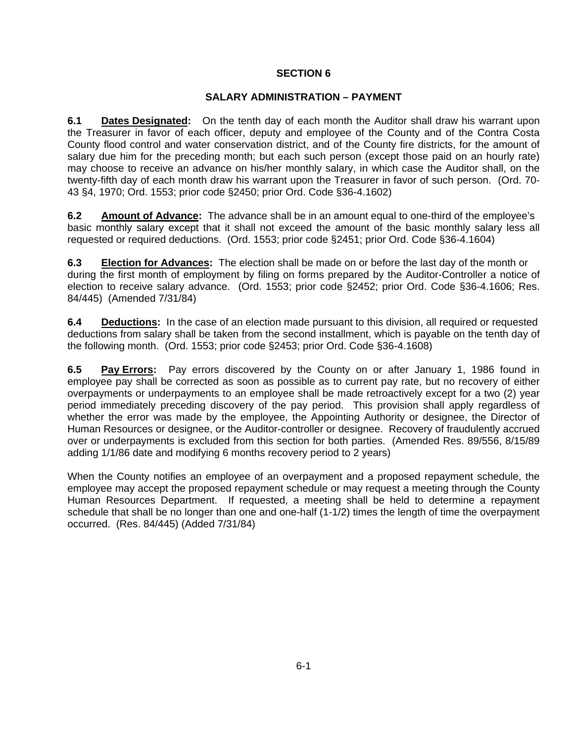# SECTION 6

## SALARY ADMINISTRATION – PAYMENT

**6.1 Dates Designated:** On the tenth day of each month the Auditor shall draw his warrant upon the Treasurer in favor of each officer, deputy and employee of the County and of the Contra Costa County flood control and water conservation district, and of the County fire districts, for the amount of salary due him for the preceding month; but each such person (except those paid on an hourly rate) may choose to receive an advance on his/her monthly salary, in which case the Auditor shall, on the twenty-fifth day of each month draw his warrant upon the Treasurer in favor of such person. (Ord. 70-43 §4, 1970; Ord. 1553; prior code §2450; prior Ord. Code §36-4.1602)

**6.2 Amount of Advance:** The advance shall be in an amount equal to one-third of the employee's basic monthly salary except that it shall not exceed the amount of the basic monthly salary less all requested or required deductions. (Ord. 1553; prior code §2451; prior Ord. Code §36-4.1604)

**6.3 Election for Advances:** The election shall be made on or before the last day of the month or during the first month of employment by filing on forms prepared by the Auditor-Controller a notice of election to receive salary advance. (Ord. 1553; prior code §2452; prior Ord. Code §36-4.1606; Res. 84/445) (Amended 7/31/84)

**6.4 Deductions:** In the case of an election made pursuant to this division, all required or requested deductions from salary shall be taken from the second installment, which is payable on the tenth day of the following month. (Ord. 1553; prior code §2453; prior Ord. Code §36-4.1608)

**6.5 Pay Errors:** Pay errors discovered by the County on or after January 1, 1986 found in employee pay shall be corrected as soon as possible as to current pay rate, but no recovery of either overpayments or underpayments to an employee shall be made retroactively except for a two (2) year period immediately preceding discovery of the pay period. This provision shall apply regardless of whether the error was made by the employee, the Appointing Authority or designee, the Director of Human Resources or designee, or the Auditor-controller or designee. Recovery of fraudulently accrued over or underpayments is excluded from this section for both parties. (Amended Res. 89/556, 8/15/89 adding 1/1/86 date and modifying 6 months recovery period to 2 years)

When the County notifies an employee of an overpayment and a proposed repayment schedule, the employee may accept the proposed repayment schedule or may request a meeting through the County Human Resources Department. If requested, a meeting shall be held to determine a repayment schedule that shall be no longer than one and one-half (1-1/2) times the length of time the overpayment occurred. (Res. 84/445) (Added 7/31/84)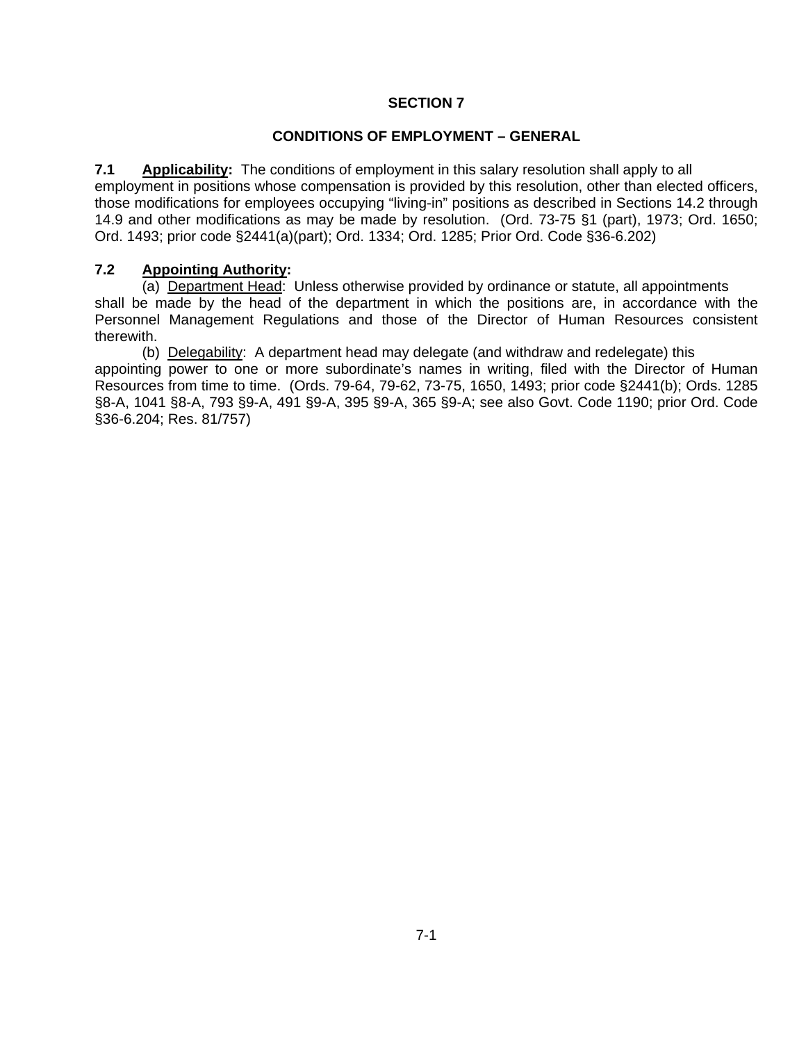# SECTION 7

## CONDITIONS OF EMPLOYMENT – GENERAL

**7.1 <u>Applicability</u>:** The conditions of employment in this salary resolution shall apply to all employment in positions whose compensation is provided by this resolution, other than elected officers, those modifications for employees occupying "living-in" positions as described in Sections 14.2 through 14.9 and other modifications as may be made by resolution. (Ord. 73-75 §1 (part), 1973; Ord. 1650; Ord. 1493; prior code §2441(a)(part); Ord. 1334; Ord. 1285; Prior Ord. Code §36-6.202)

**7.2 <u>Appointing Authority</u>:**

(a) <u>Department Head</u>: Unless otherwise provided by ordinance or statute, all appointments shall be made by the head of the department in which the positions are, in accordance with the Personnel Management Regulations and those of the Director of Human Resources consistent therewith.

(b) <u>Delegability</u>: A department head may delegate (and withdraw and redelegate) this appointing power to one or more subordinate's names in writing, filed with the Director of Human Resources from time to time. (Ords. 79-64, 79-62, 73-75, 1650, 1493; prior code §2441(b); Ords. 1285 §8-A, 1041 §8-A, 793 §9-A, 491 §9-A, 395 §9-A, 365 §9-A; see also Govt. Code 1190; prior Ord. Code §36-6.204; Res. 81/757)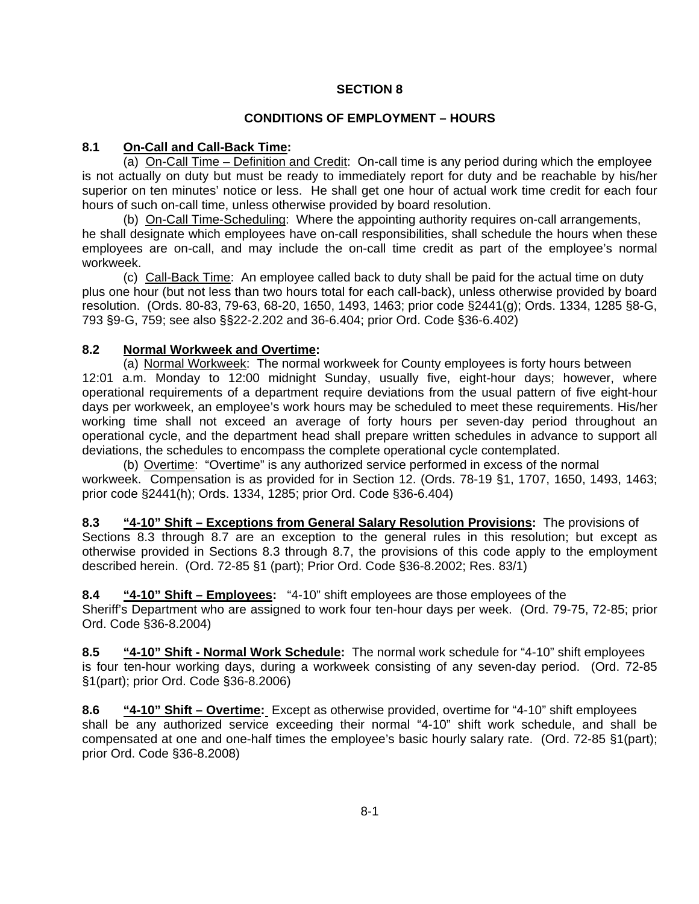## SECTION 8

## CONDITIONS OF EMPLOYMENT – HOURS

**8.1 On-Call and Call-Back Time:**

(a) On-Call Time – Definition and Credit: On-call time is any period during which the employee is not actually on duty but must be ready to immediately report for duty and be reachable by his/her superior on ten minutes' notice or less. He shall get one hour of actual work time credit for each four hours of such on-call time, unless otherwise provided by board resolution.

(b) On-Call Time-Scheduling: Where the appointing authority requires on-call arrangements, he shall designate which employees have on-call responsibilities, shall schedule the hours when these employees are on-call, and may include the on-call time credit as part of the employee's normal workweek.

(c) Call-Back Time: An employee called back to duty shall be paid for the actual time on duty plus one hour (but not less than two hours total for each call-back), unless otherwise provided by board resolution. (Ords. 80-83, 79-63, 68-20, 1650, 1493, 1463; prior code §2441(g); Ords. 1334, 1285 §8-G, 793 §9-G, 759; see also §§22-2.202 and 36-6.404; prior Ord. Code §36-6.402)

**8.2 Normal Workweek and Overtime:**

(a) Normal Workweek: The normal workweek for County employees is forty hours between 12:01 a.m. Monday to 12:00 midnight Sunday, usually five, eight-hour days; however, where operational requirements of a department require deviations from the usual pattern of five eight-hour days per workweek, an employee's work hours may be scheduled to meet these requirements. His/her working time shall not exceed an average of forty hours per seven-day period throughout an operational cycle, and the department head shall prepare written schedules in advance to support all deviations, the schedules to encompass the complete operational cycle contemplated.

(b) Overtime: "Overtime" is any authorized service performed in excess of the normal workweek. Compensation is as provided for in Section 12. (Ords. 78-19 §1, 1707, 1650, 1493, 1463; prior code §2441(h); Ords. 1334, 1285; prior Ord. Code §36-6.404)

**8.3 "4-10" Shift – Exceptions from General Salary Resolution Provisions:** The provisions of Sections 8.3 through 8.7 are an exception to the general rules in this resolution; but except as otherwise provided in Sections 8.3 through 8.7, the provisions of this code apply to the employment described herein. (Ord. 72-85 §1 (part); Prior Ord. Code §36-8.2002; Res. 83/1)

**8.4 "4-10" Shift – Employees:** "4-10" shift employees are those employees of the Sheriff's Department who are assigned to work four ten-hour days per week. (Ord. 79-75, 72-85; prior Ord. Code §36-8.2004)

**8.5 "4-10" Shift - Normal Work Schedule:** The normal work schedule for "4-10" shift employees is four ten-hour working days, during a workweek consisting of any seven-day period. (Ord. 72-85 §1(part); prior Ord. Code §36-8.2006)

**8.6 "4-10" Shift – Overtime:** Except as otherwise provided, overtime for "4-10" shift employees shall be any authorized service exceeding their normal "4-10" shift work schedule, and shall be compensated at one and one-half times the employee's basic hourly salary rate. (Ord. 72-85 §1(part); prior Ord. Code §36-8.2008)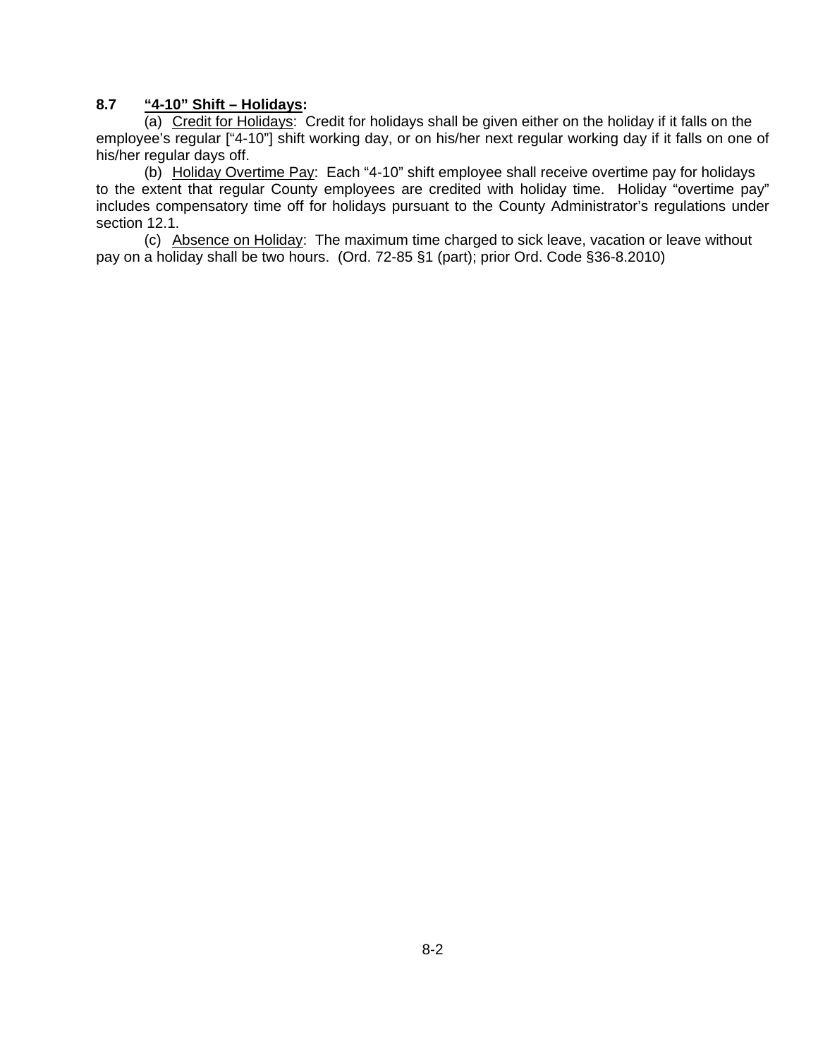**8.7 “4-10” Shift – Holidays:**

(a) Credit for Holidays: Credit for holidays shall be given either on the holiday if it falls on the employee’s regular [“4-10”] shift working day, or on his/her next regular working day if it falls on one of his/her regular days off.

(b) Holiday Overtime Pay: Each “4-10” shift employee shall receive overtime pay for holidays to the extent that regular County employees are credited with holiday time. Holiday “overtime pay” includes compensatory time off for holidays pursuant to the County Administrator’s regulations under section 12.1.

(c) Absence on Holiday: The maximum time charged to sick leave, vacation or leave without pay on a holiday shall be two hours. (Ord. 72-85 §1 (part); prior Ord. Code §36-8.2010)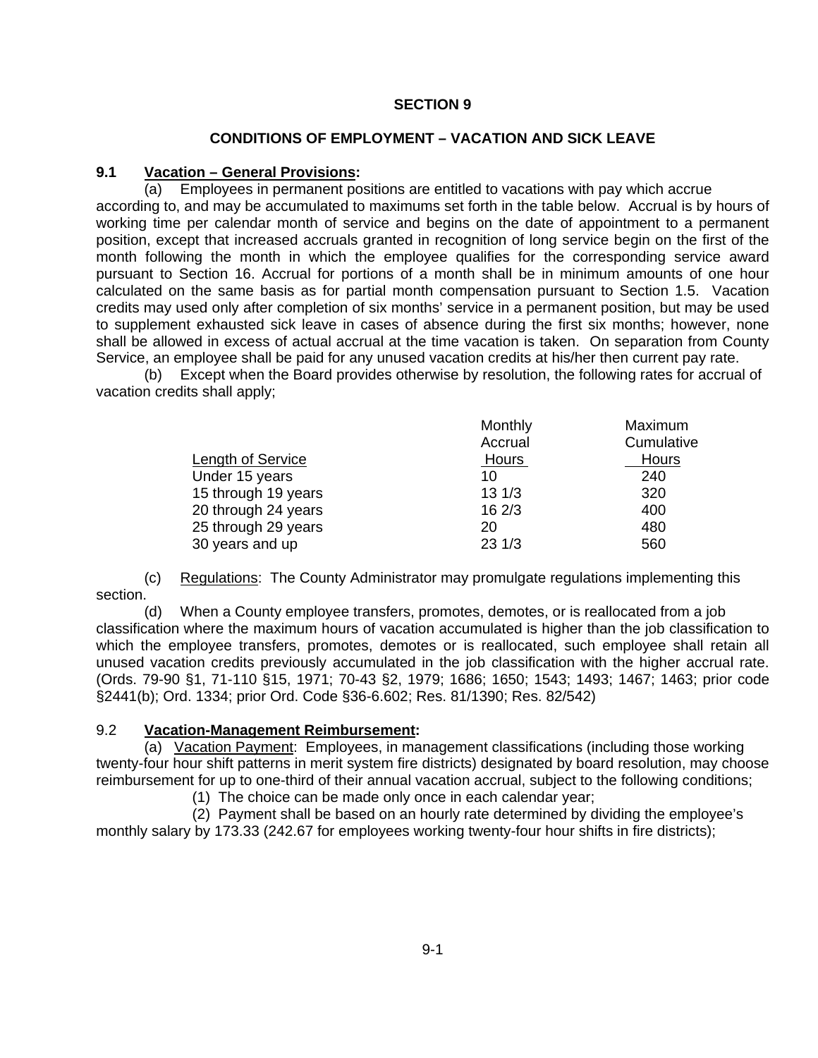## SECTION 9

## CONDITIONS OF EMPLOYMENT – VACATION AND SICK LEAVE

### 9.1 Vacation – General Provisions:

(a) Employees in permanent positions are entitled to vacations with pay which accrue according to, and may be accumulated to maximums set forth in the table below. Accrual is by hours of working time per calendar month of service and begins on the date of appointment to a permanent position, except that increased accruals granted in recognition of long service begin on the first of the month following the month in which the employee qualifies for the corresponding service award pursuant to Section 16. Accrual for portions of a month shall be in minimum amounts of one hour calculated on the same basis as for partial month compensation pursuant to Section 1.5. Vacation credits may used only after completion of six months' service in a permanent position, but may be used to supplement exhausted sick leave in cases of absence during the first six months; however, none shall be allowed in excess of actual accrual at the time vacation is taken. On separation from County Service, an employee shall be paid for any unused vacation credits at his/her then current pay rate.

(b) Except when the Board provides otherwise by resolution, the following rates for accrual of vacation credits shall apply;

| Length of Service | Monthly Accrual Hours | Maximum Cumulative Hours |
|---|---|---|
| Under 15 years | 10 | 240 |
| 15 through 19 years | 13 1/3 | 320 |
| 20 through 24 years | 16 2/3 | 400 |
| 25 through 29 years | 20 | 480 |
| 30 years and up | 23 1/3 | 560 |

(c) Regulations: The County Administrator may promulgate regulations implementing this section.

(d) When a County employee transfers, promotes, demotes, or is reallocated from a job classification where the maximum hours of vacation accumulated is higher than the job classification to which the employee transfers, promotes, demotes or is reallocated, such employee shall retain all unused vacation credits previously accumulated in the job classification with the higher accrual rate. (Ords. 79-90 §1, 71-110 §15, 1971; 70-43 §2, 1979; 1686; 1650; 1543; 1493; 1467; 1463; prior code §2441(b); Ord. 1334; prior Ord. Code §36-6.602; Res. 81/1390; Res. 82/542)

### 9.2 Vacation-Management Reimbursement:

(a) Vacation Payment: Employees, in management classifications (including those working twenty-four hour shift patterns in merit system fire districts) designated by board resolution, may choose reimbursement for up to one-third of their annual vacation accrual, subject to the following conditions;

(1) The choice can be made only once in each calendar year;

(2) Payment shall be based on an hourly rate determined by dividing the employee's monthly salary by 173.33 (242.67 for employees working twenty-four hour shifts in fire districts);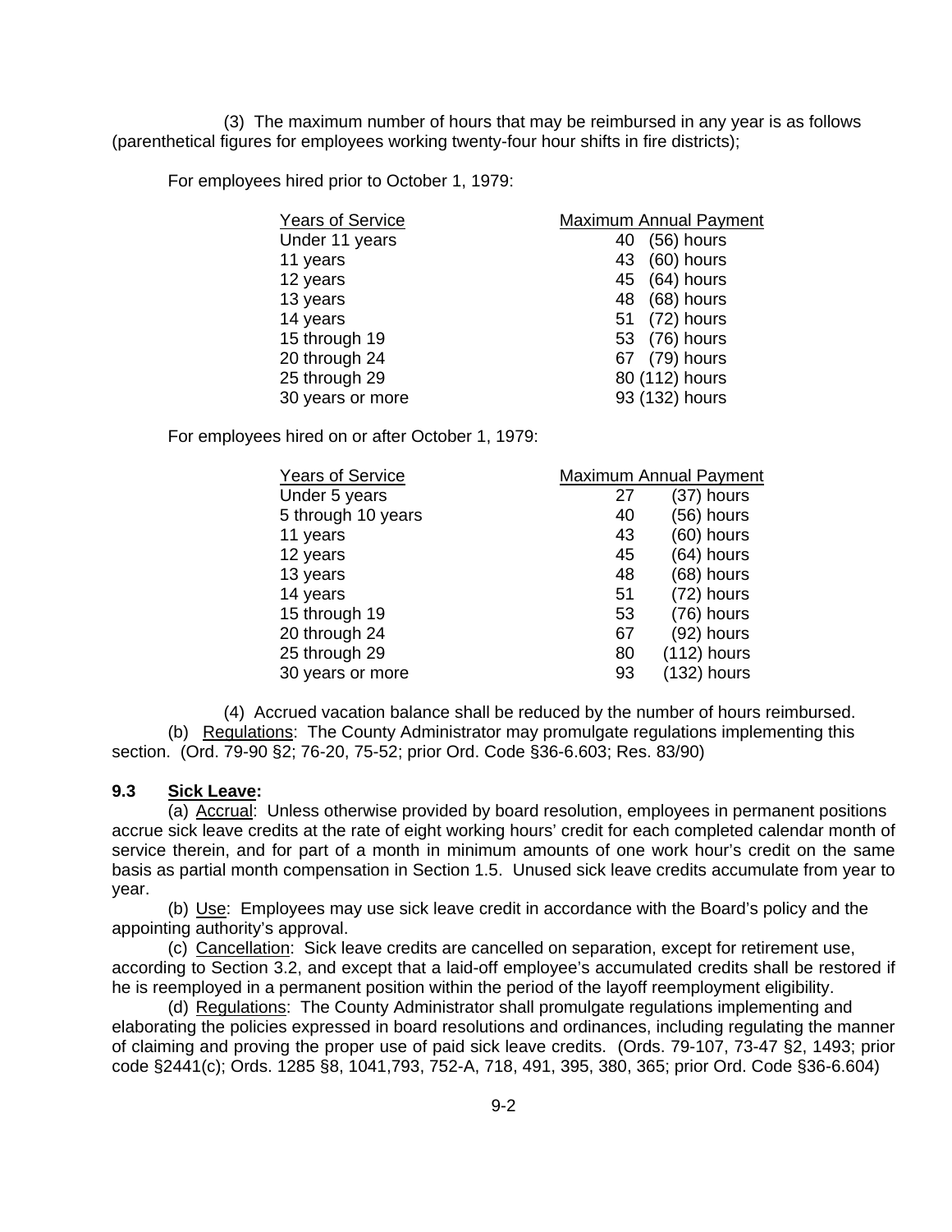(3) The maximum number of hours that may be reimbursed in any year is as follows (parenthetical figures for employees working twenty-four hour shifts in fire districts);

For employees hired prior to October 1, 1979:

| Years of Service | Maximum Annual Payment |
|---|---|
| Under 11 years | 40 (56) hours |
| 11 years | 43 (60) hours |
| 12 years | 45 (64) hours |
| 13 years | 48 (68) hours |
| 14 years | 51 (72) hours |
| 15 through 19 | 53 (76) hours |
| 20 through 24 | 67 (79) hours |
| 25 through 29 | 80 (112) hours |
| 30 years or more | 93 (132) hours |

For employees hired on or after October 1, 1979:

| Years of Service | Maximum Annual Payment |
|---|---|
| Under 5 years | 27 (37) hours |
| 5 through 10 years | 40 (56) hours |
| 11 years | 43 (60) hours |
| 12 years | 45 (64) hours |
| 13 years | 48 (68) hours |
| 14 years | 51 (72) hours |
| 15 through 19 | 53 (76) hours |
| 20 through 24 | 67 (92) hours |
| 25 through 29 | 80 (112) hours |
| 30 years or more | 93 (132) hours |

(4) Accrued vacation balance shall be reduced by the number of hours reimbursed.

(b) Regulations: The County Administrator may promulgate regulations implementing this section. (Ord. 79-90 §2; 76-20, 75-52; prior Ord. Code §36-6.603; Res. 83/90)

**9.3 Sick Leave:**

(a) Accrual: Unless otherwise provided by board resolution, employees in permanent positions accrue sick leave credits at the rate of eight working hours' credit for each completed calendar month of service therein, and for part of a month in minimum amounts of one work hour's credit on the same basis as partial month compensation in Section 1.5. Unused sick leave credits accumulate from year to year.

(b) Use: Employees may use sick leave credit in accordance with the Board's policy and the appointing authority's approval.

(c) Cancellation: Sick leave credits are cancelled on separation, except for retirement use, according to Section 3.2, and except that a laid-off employee's accumulated credits shall be restored if he is reemployed in a permanent position within the period of the layoff reemployment eligibility.

(d) Regulations: The County Administrator shall promulgate regulations implementing and elaborating the policies expressed in board resolutions and ordinances, including regulating the manner of claiming and proving the proper use of paid sick leave credits. (Ords. 79-107, 73-47 §2, 1493; prior code §2441(c); Ords. 1285 §8, 1041,793, 752-A, 718, 491, 395, 380, 365; prior Ord. Code §36-6.604)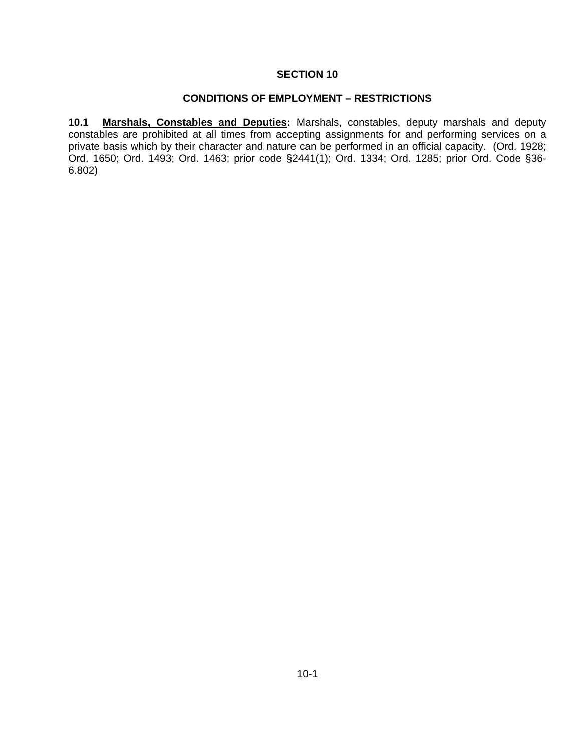# SECTION 10

## CONDITIONS OF EMPLOYMENT – RESTRICTIONS

**10.1 Marshals, Constables and Deputies:** Marshals, constables, deputy marshals and deputy constables are prohibited at all times from accepting assignments for and performing services on a private basis which by their character and nature can be performed in an official capacity. (Ord. 1928; Ord. 1650; Ord. 1493; Ord. 1463; prior code §2441(1); Ord. 1334; Ord. 1285; prior Ord. Code §36-6.802)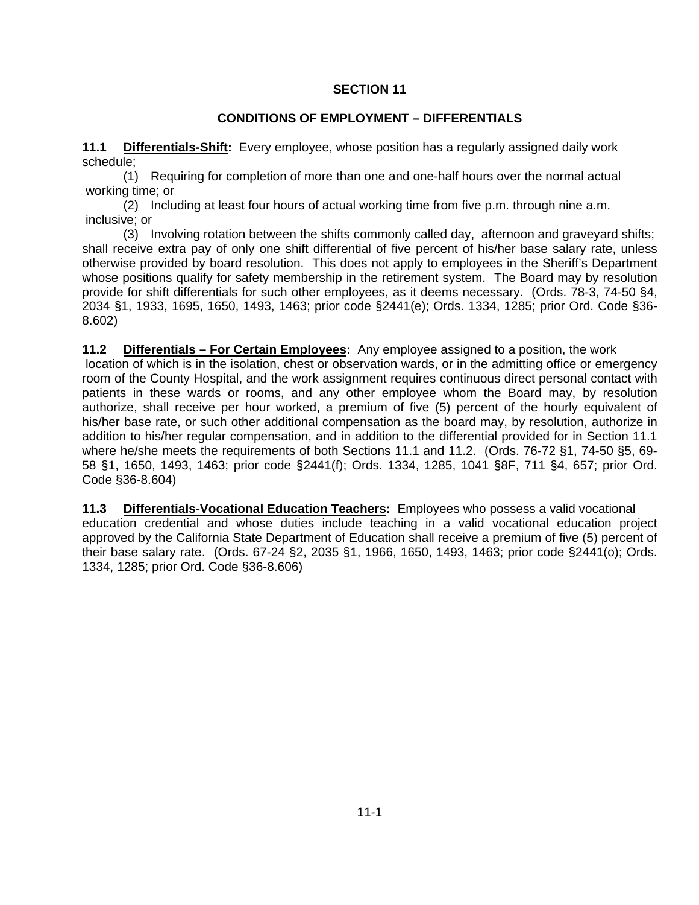# SECTION 11

## CONDITIONS OF EMPLOYMENT – DIFFERENTIALS

**11.1 <u>Differentials-Shift</u>:** Every employee, whose position has a regularly assigned daily work schedule;

(1) Requiring for completion of more than one and one-half hours over the normal actual working time; or

(2) Including at least four hours of actual working time from five p.m. through nine a.m. inclusive; or

(3) Involving rotation between the shifts commonly called day, afternoon and graveyard shifts; shall receive extra pay of only one shift differential of five percent of his/her base salary rate, unless otherwise provided by board resolution. This does not apply to employees in the Sheriff's Department whose positions qualify for safety membership in the retirement system. The Board may by resolution provide for shift differentials for such other employees, as it deems necessary. (Ords. 78-3, 74-50 §4, 2034 §1, 1933, 1695, 1650, 1493, 1463; prior code §2441(e); Ords. 1334, 1285; prior Ord. Code §36-8.602)

**11.2 <u>Differentials – For Certain Employees</u>:** Any employee assigned to a position, the work location of which is in the isolation, chest or observation wards, or in the admitting office or emergency room of the County Hospital, and the work assignment requires continuous direct personal contact with patients in these wards or rooms, and any other employee whom the Board may, by resolution authorize, shall receive per hour worked, a premium of five (5) percent of the hourly equivalent of his/her base rate, or such other additional compensation as the board may, by resolution, authorize in addition to his/her regular compensation, and in addition to the differential provided for in Section 11.1 where he/she meets the requirements of both Sections 11.1 and 11.2. (Ords. 76-72 §1, 74-50 §5, 69-58 §1, 1650, 1493, 1463; prior code §2441(f); Ords. 1334, 1285, 1041 §8F, 711 §4, 657; prior Ord. Code §36-8.604)

**11.3 <u>Differentials-Vocational Education Teachers</u>:** Employees who possess a valid vocational education credential and whose duties include teaching in a valid vocational education project approved by the California State Department of Education shall receive a premium of five (5) percent of their base salary rate. (Ords. 67-24 §2, 2035 §1, 1966, 1650, 1493, 1463; prior code §2441(o); Ords. 1334, 1285; prior Ord. Code §36-8.606)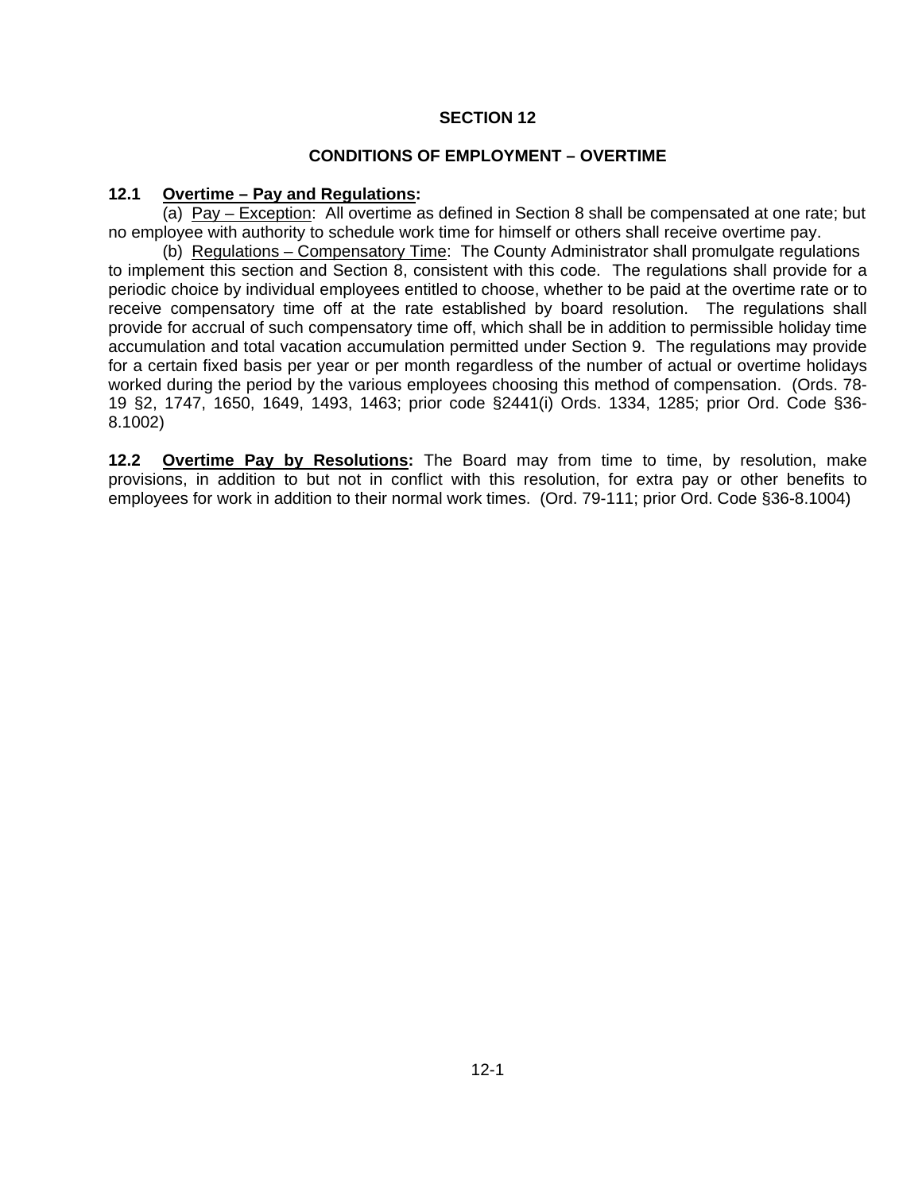## SECTION 12

## CONDITIONS OF EMPLOYMENT – OVERTIME

**12.1 Overtime – Pay and Regulations:**

(a) Pay – Exception: All overtime as defined in Section 8 shall be compensated at one rate; but no employee with authority to schedule work time for himself or others shall receive overtime pay.

(b) Regulations – Compensatory Time: The County Administrator shall promulgate regulations to implement this section and Section 8, consistent with this code. The regulations shall provide for a periodic choice by individual employees entitled to choose, whether to be paid at the overtime rate or to receive compensatory time off at the rate established by board resolution. The regulations shall provide for accrual of such compensatory time off, which shall be in addition to permissible holiday time accumulation and total vacation accumulation permitted under Section 9. The regulations may provide for a certain fixed basis per year or per month regardless of the number of actual or overtime holidays worked during the period by the various employees choosing this method of compensation. (Ords. 78-19 §2, 1747, 1650, 1649, 1493, 1463; prior code §2441(i) Ords. 1334, 1285; prior Ord. Code §36-8.1002)

**12.2 Overtime Pay by Resolutions:** The Board may from time to time, by resolution, make provisions, in addition to but not in conflict with this resolution, for extra pay or other benefits to employees for work in addition to their normal work times. (Ord. 79-111; prior Ord. Code §36-8.1004)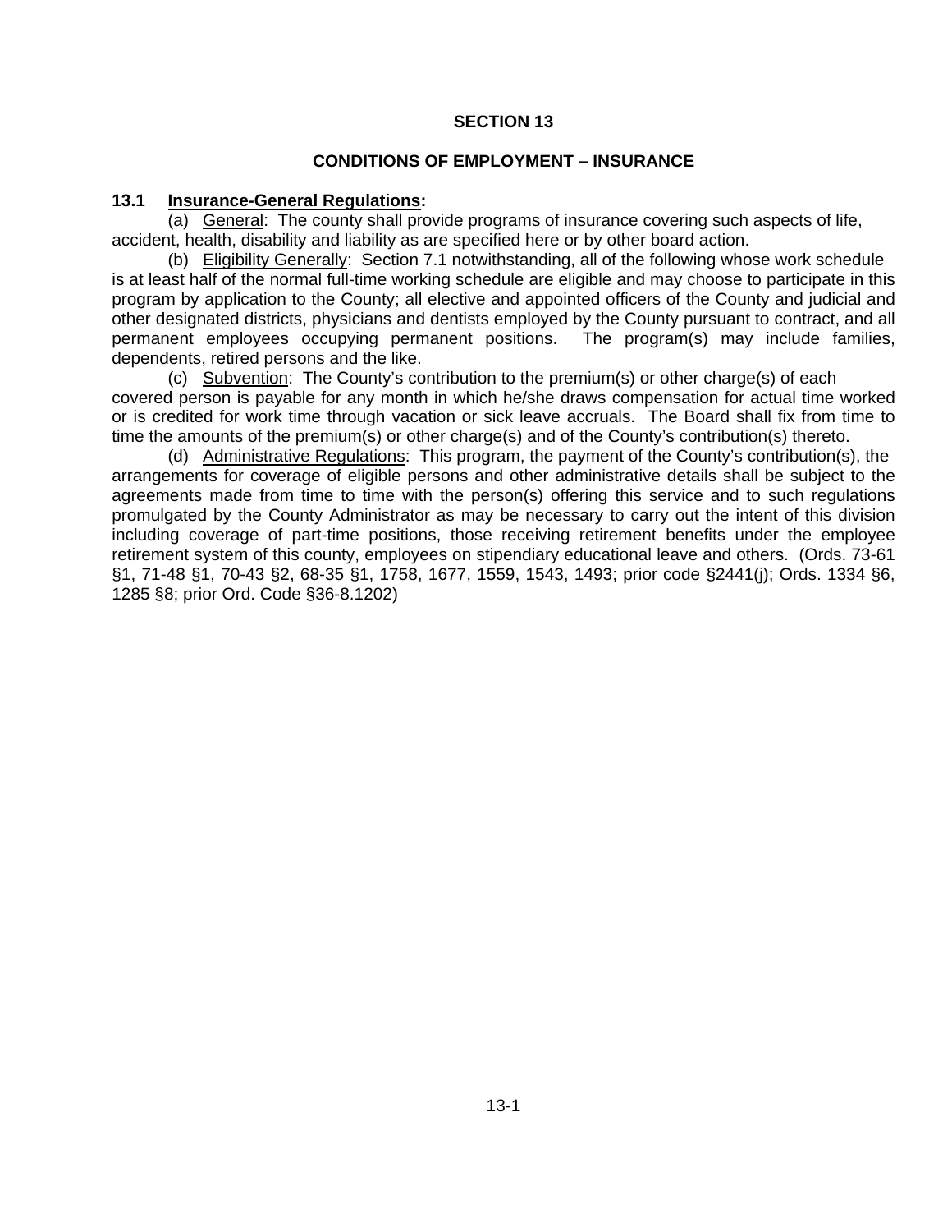# SECTION 13

## CONDITIONS OF EMPLOYMENT – INSURANCE

**13.1 Insurance-General Regulations:**

(a) General: The county shall provide programs of insurance covering such aspects of life, accident, health, disability and liability as are specified here or by other board action.

(b) Eligibility Generally: Section 7.1 notwithstanding, all of the following whose work schedule is at least half of the normal full-time working schedule are eligible and may choose to participate in this program by application to the County; all elective and appointed officers of the County and judicial and other designated districts, physicians and dentists employed by the County pursuant to contract, and all permanent employees occupying permanent positions. The program(s) may include families, dependents, retired persons and the like.

(c) Subvention: The County's contribution to the premium(s) or other charge(s) of each covered person is payable for any month in which he/she draws compensation for actual time worked or is credited for work time through vacation or sick leave accruals. The Board shall fix from time to time the amounts of the premium(s) or other charge(s) and of the County's contribution(s) thereto.

(d) Administrative Regulations: This program, the payment of the County's contribution(s), the arrangements for coverage of eligible persons and other administrative details shall be subject to the agreements made from time to time with the person(s) offering this service and to such regulations promulgated by the County Administrator as may be necessary to carry out the intent of this division including coverage of part-time positions, those receiving retirement benefits under the employee retirement system of this county, employees on stipendiary educational leave and others. (Ords. 73-61 §1, 71-48 §1, 70-43 §2, 68-35 §1, 1758, 1677, 1559, 1543, 1493; prior code §2441(j); Ords. 1334 §6, 1285 §8; prior Ord. Code §36-8.1202)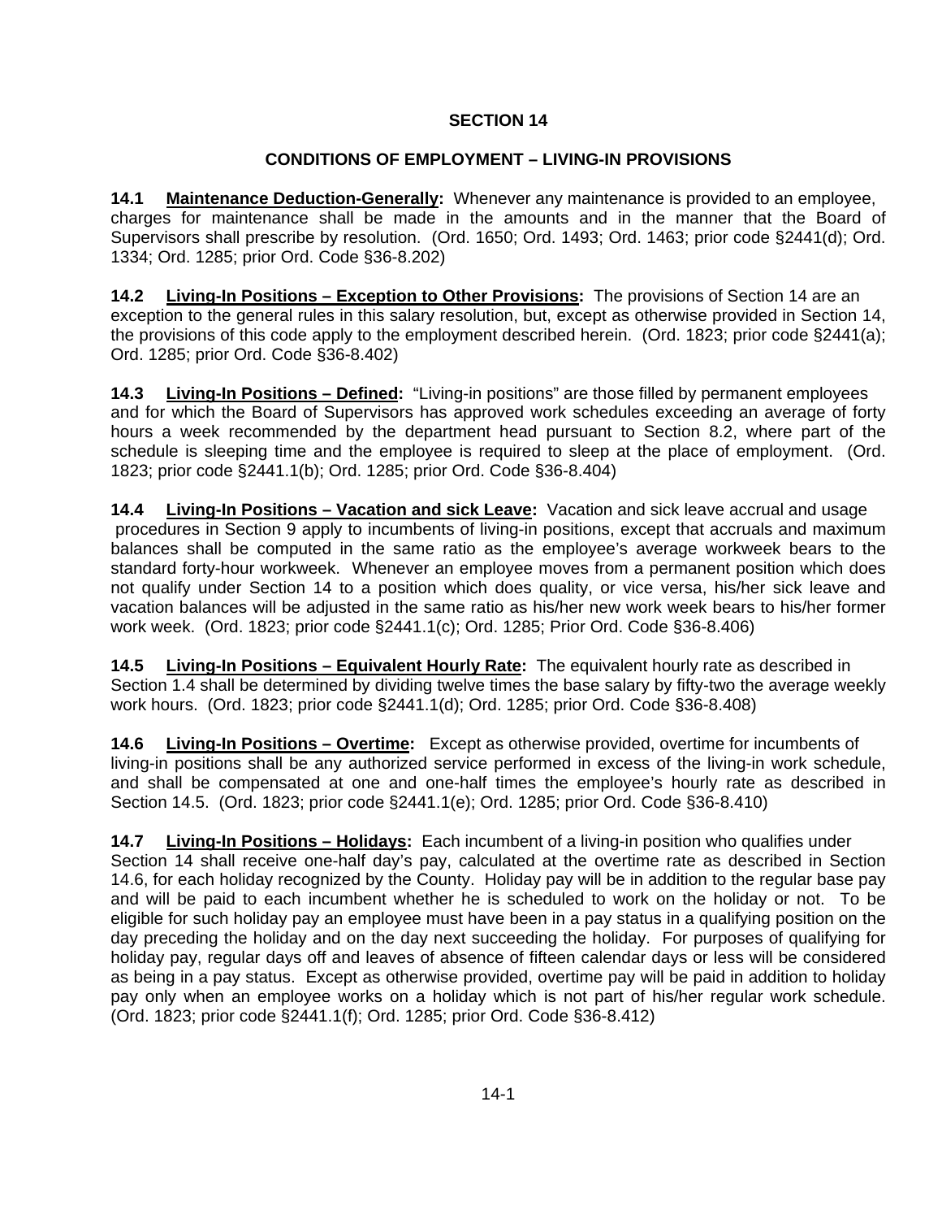# SECTION 14

## CONDITIONS OF EMPLOYMENT – LIVING-IN PROVISIONS

**14.1 Maintenance Deduction-Generally:** Whenever any maintenance is provided to an employee, charges for maintenance shall be made in the amounts and in the manner that the Board of Supervisors shall prescribe by resolution. (Ord. 1650; Ord. 1493; Ord. 1463; prior code §2441(d); Ord. 1334; Ord. 1285; prior Ord. Code §36-8.202)

**14.2 Living-In Positions – Exception to Other Provisions:** The provisions of Section 14 are an exception to the general rules in this salary resolution, but, except as otherwise provided in Section 14, the provisions of this code apply to the employment described herein. (Ord. 1823; prior code §2441(a); Ord. 1285; prior Ord. Code §36-8.402)

**14.3 Living-In Positions – Defined:** "Living-in positions" are those filled by permanent employees and for which the Board of Supervisors has approved work schedules exceeding an average of forty hours a week recommended by the department head pursuant to Section 8.2, where part of the schedule is sleeping time and the employee is required to sleep at the place of employment. (Ord. 1823; prior code §2441.1(b); Ord. 1285; prior Ord. Code §36-8.404)

**14.4 Living-In Positions – Vacation and sick Leave:** Vacation and sick leave accrual and usage procedures in Section 9 apply to incumbents of living-in positions, except that accruals and maximum balances shall be computed in the same ratio as the employee's average workweek bears to the standard forty-hour workweek. Whenever an employee moves from a permanent position which does not qualify under Section 14 to a position which does quality, or vice versa, his/her sick leave and vacation balances will be adjusted in the same ratio as his/her new work week bears to his/her former work week. (Ord. 1823; prior code §2441.1(c); Ord. 1285; Prior Ord. Code §36-8.406)

**14.5 Living-In Positions – Equivalent Hourly Rate:** The equivalent hourly rate as described in Section 1.4 shall be determined by dividing twelve times the base salary by fifty-two the average weekly work hours. (Ord. 1823; prior code §2441.1(d); Ord. 1285; prior Ord. Code §36-8.408)

**14.6 Living-In Positions – Overtime:** Except as otherwise provided, overtime for incumbents of living-in positions shall be any authorized service performed in excess of the living-in work schedule, and shall be compensated at one and one-half times the employee's hourly rate as described in Section 14.5. (Ord. 1823; prior code §2441.1(e); Ord. 1285; prior Ord. Code §36-8.410)

**14.7 Living-In Positions – Holidays:** Each incumbent of a living-in position who qualifies under Section 14 shall receive one-half day's pay, calculated at the overtime rate as described in Section 14.6, for each holiday recognized by the County. Holiday pay will be in addition to the regular base pay and will be paid to each incumbent whether he is scheduled to work on the holiday or not. To be eligible for such holiday pay an employee must have been in a pay status in a qualifying position on the day preceding the holiday and on the day next succeeding the holiday. For purposes of qualifying for holiday pay, regular days off and leaves of absence of fifteen calendar days or less will be considered as being in a pay status. Except as otherwise provided, overtime pay will be paid in addition to holiday pay only when an employee works on a holiday which is not part of his/her regular work schedule. (Ord. 1823; prior code §2441.1(f); Ord. 1285; prior Ord. Code §36-8.412)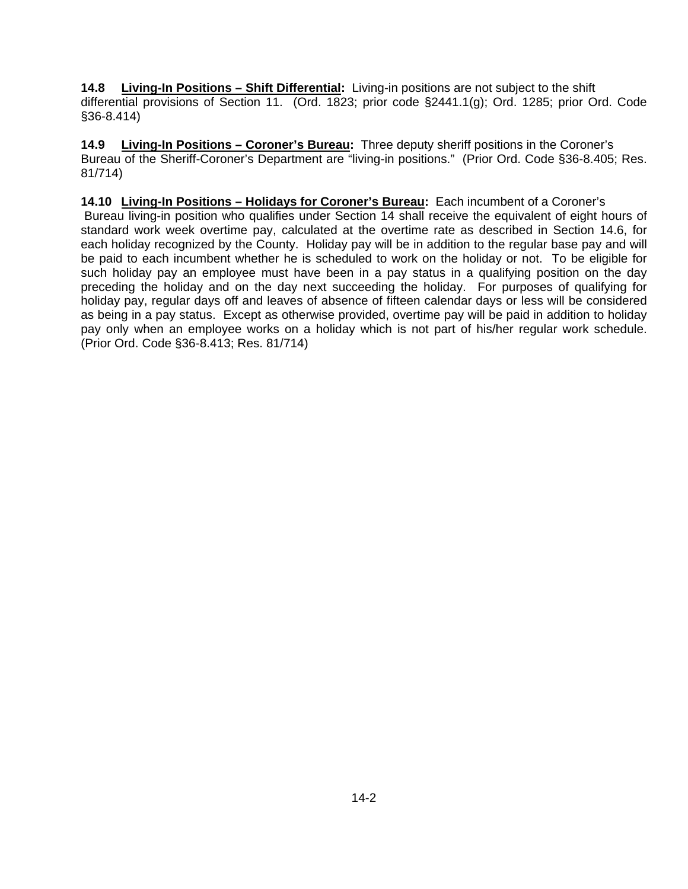**14.8 Living-In Positions – Shift Differential:** Living-in positions are not subject to the shift differential provisions of Section 11. (Ord. 1823; prior code §2441.1(g); Ord. 1285; prior Ord. Code §36-8.414)

**14.9 Living-In Positions – Coroner's Bureau:** Three deputy sheriff positions in the Coroner's Bureau of the Sheriff-Coroner's Department are "living-in positions." (Prior Ord. Code §36-8.405; Res. 81/714)

**14.10 Living-In Positions – Holidays for Coroner's Bureau:** Each incumbent of a Coroner's Bureau living-in position who qualifies under Section 14 shall receive the equivalent of eight hours of standard work week overtime pay, calculated at the overtime rate as described in Section 14.6, for each holiday recognized by the County. Holiday pay will be in addition to the regular base pay and will be paid to each incumbent whether he is scheduled to work on the holiday or not. To be eligible for such holiday pay an employee must have been in a pay status in a qualifying position on the day preceding the holiday and on the day next succeeding the holiday. For purposes of qualifying for holiday pay, regular days off and leaves of absence of fifteen calendar days or less will be considered as being in a pay status. Except as otherwise provided, overtime pay will be paid in addition to holiday pay only when an employee works on a holiday which is not part of his/her regular work schedule. (Prior Ord. Code §36-8.413; Res. 81/714)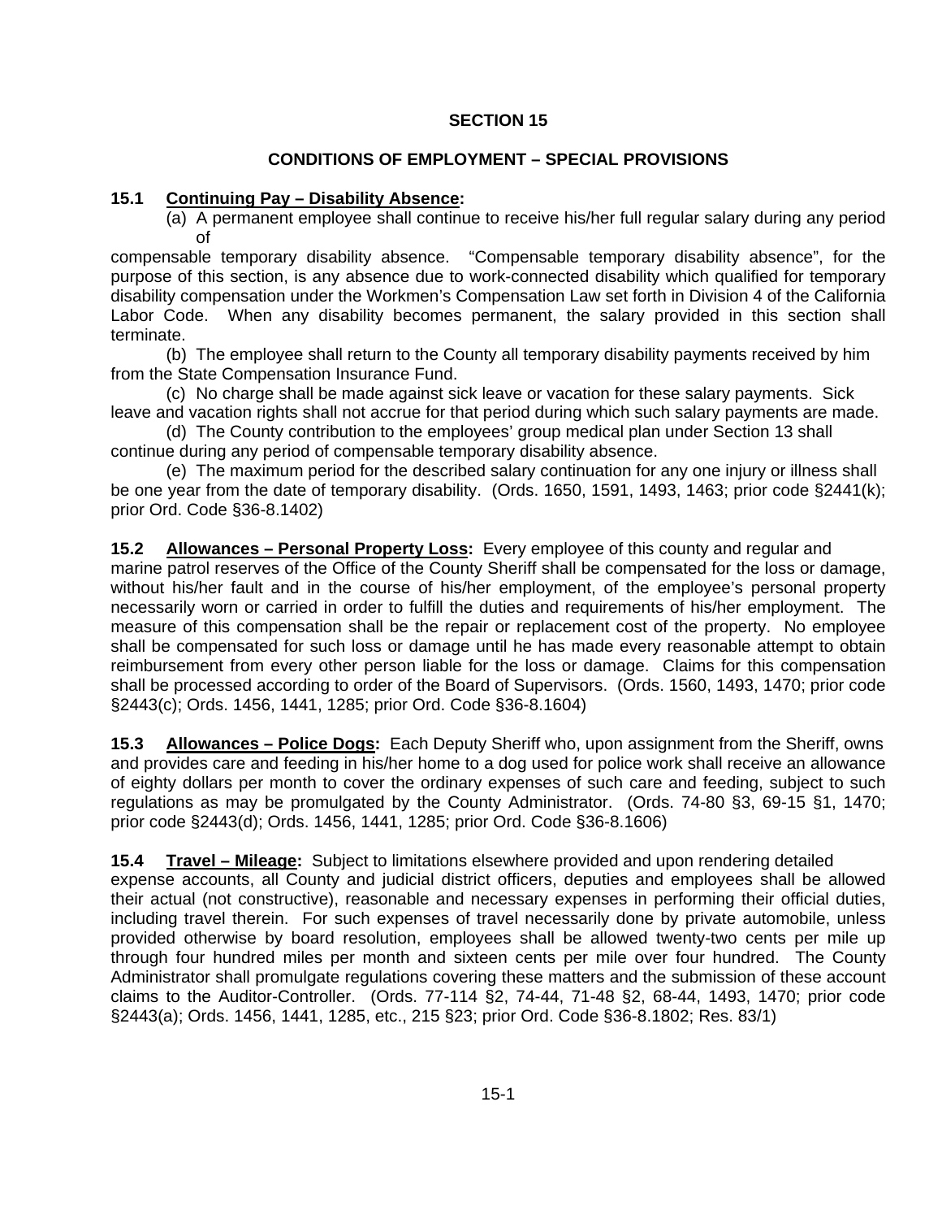# SECTION 15

## CONDITIONS OF EMPLOYMENT – SPECIAL PROVISIONS

**15.1 <u>Continuing Pay – Disability Absence</u>:**

(a) A permanent employee shall continue to receive his/her full regular salary during any period of compensable temporary disability absence. "Compensable temporary disability absence", for the purpose of this section, is any absence due to work-connected disability which qualified for temporary disability compensation under the Workmen's Compensation Law set forth in Division 4 of the California Labor Code. When any disability becomes permanent, the salary provided in this section shall terminate.

(b) The employee shall return to the County all temporary disability payments received by him from the State Compensation Insurance Fund.

(c) No charge shall be made against sick leave or vacation for these salary payments. Sick leave and vacation rights shall not accrue for that period during which such salary payments are made.

(d) The County contribution to the employees' group medical plan under Section 13 shall continue during any period of compensable temporary disability absence.

(e) The maximum period for the described salary continuation for any one injury or illness shall be one year from the date of temporary disability. (Ords. 1650, 1591, 1493, 1463; prior code §2441(k); prior Ord. Code §36-8.1402)

**15.2 <u>Allowances – Personal Property Loss</u>:** Every employee of this county and regular and marine patrol reserves of the Office of the County Sheriff shall be compensated for the loss or damage, without his/her fault and in the course of his/her employment, of the employee's personal property necessarily worn or carried in order to fulfill the duties and requirements of his/her employment. The measure of this compensation shall be the repair or replacement cost of the property. No employee shall be compensated for such loss or damage until he has made every reasonable attempt to obtain reimbursement from every other person liable for the loss or damage. Claims for this compensation shall be processed according to order of the Board of Supervisors. (Ords. 1560, 1493, 1470; prior code §2443(c); Ords. 1456, 1441, 1285; prior Ord. Code §36-8.1604)

**15.3 <u>Allowances – Police Dogs</u>:** Each Deputy Sheriff who, upon assignment from the Sheriff, owns and provides care and feeding in his/her home to a dog used for police work shall receive an allowance of eighty dollars per month to cover the ordinary expenses of such care and feeding, subject to such regulations as may be promulgated by the County Administrator. (Ords. 74-80 §3, 69-15 §1, 1470; prior code §2443(d); Ords. 1456, 1441, 1285; prior Ord. Code §36-8.1606)

**15.4 <u>Travel – Mileage</u>:** Subject to limitations elsewhere provided and upon rendering detailed expense accounts, all County and judicial district officers, deputies and employees shall be allowed their actual (not constructive), reasonable and necessary expenses in performing their official duties, including travel therein. For such expenses of travel necessarily done by private automobile, unless provided otherwise by board resolution, employees shall be allowed twenty-two cents per mile up through four hundred miles per month and sixteen cents per mile over four hundred. The County Administrator shall promulgate regulations covering these matters and the submission of these account claims to the Auditor-Controller. (Ords. 77-114 §2, 74-44, 71-48 §2, 68-44, 1493, 1470; prior code §2443(a); Ords. 1456, 1441, 1285, etc., 215 §23; prior Ord. Code §36-8.1802; Res. 83/1)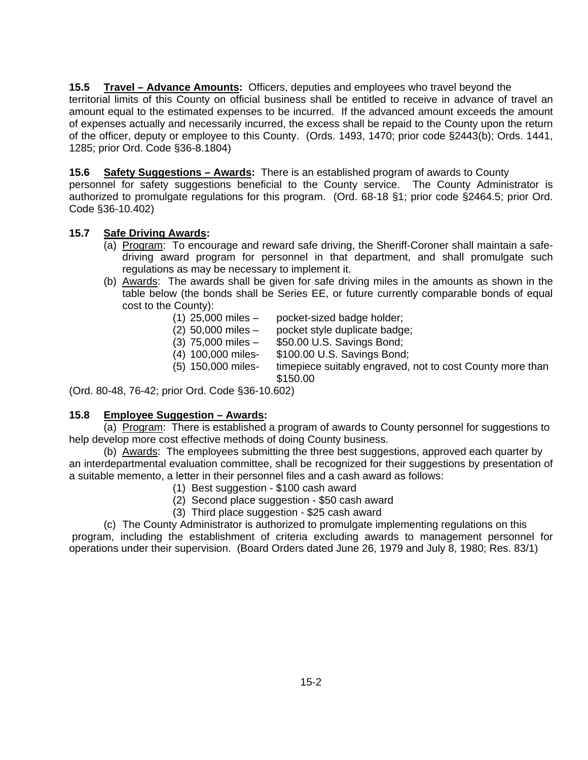**15.5 Travel – Advance Amounts:** Officers, deputies and employees who travel beyond the territorial limits of this County on official business shall be entitled to receive in advance of travel an amount equal to the estimated expenses to be incurred. If the advanced amount exceeds the amount of expenses actually and necessarily incurred, the excess shall be repaid to the County upon the return of the officer, deputy or employee to this County. (Ords. 1493, 1470; prior code §2443(b); Ords. 1441, 1285; prior Ord. Code §36-8.1804)

**15.6 Safety Suggestions – Awards:** There is an established program of awards to County personnel for safety suggestions beneficial to the County service. The County Administrator is authorized to promulgate regulations for this program. (Ord. 68-18 §1; prior code §2464.5; prior Ord. Code §36-10.402)

**15.7 Safe Driving Awards:**

(a) Program: To encourage and reward safe driving, the Sheriff-Coroner shall maintain a safe-driving award program for personnel in that department, and shall promulgate such regulations as may be necessary to implement it.

(b) Awards: The awards shall be given for safe driving miles in the amounts as shown in the table below (the bonds shall be Series EE, or future currently comparable bonds of equal cost to the County):

(1) 25,000 miles – pocket-sized badge holder;
(2) 50,000 miles – pocket style duplicate badge;
(3) 75,000 miles – $50.00 U.S. Savings Bond;
(4) 100,000 miles- $100.00 U.S. Savings Bond;
(5) 150,000 miles- timepiece suitably engraved, not to cost County more than $150.00

(Ord. 80-48, 76-42; prior Ord. Code §36-10.602)

**15.8 Employee Suggestion – Awards:**

(a) Program: There is established a program of awards to County personnel for suggestions to help develop more cost effective methods of doing County business.

(b) Awards: The employees submitting the three best suggestions, approved each quarter by an interdepartmental evaluation committee, shall be recognized for their suggestions by presentation of a suitable memento, a letter in their personnel files and a cash award as follows:

(1) Best suggestion - $100 cash award
(2) Second place suggestion - $50 cash award
(3) Third place suggestion - $25 cash award

(c) The County Administrator is authorized to promulgate implementing regulations on this program, including the establishment of criteria excluding awards to management personnel for operations under their supervision. (Board Orders dated June 26, 1979 and July 8, 1980; Res. 83/1)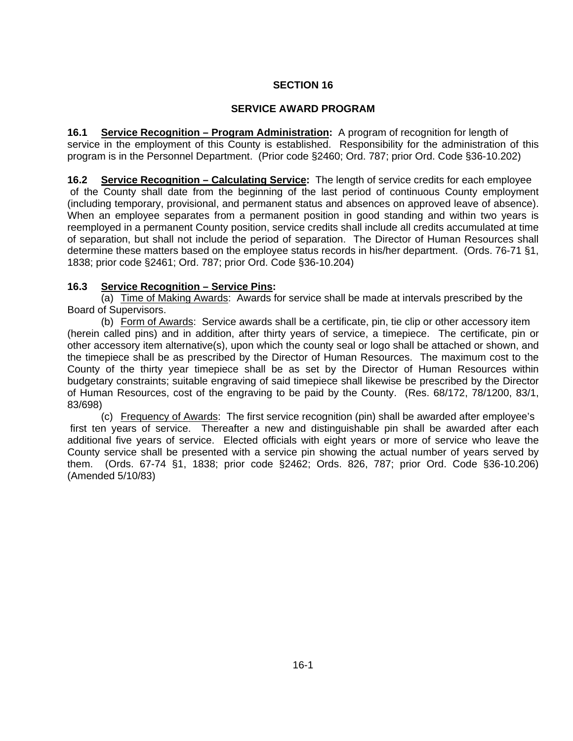# SECTION 16

## SERVICE AWARD PROGRAM

**16.1 <u>Service Recognition – Program Administration</u>:** A program of recognition for length of service in the employment of this County is established. Responsibility for the administration of this program is in the Personnel Department. (Prior code §2460; Ord. 787; prior Ord. Code §36-10.202)

**16.2 <u>Service Recognition – Calculating Service</u>:** The length of service credits for each employee of the County shall date from the beginning of the last period of continuous County employment (including temporary, provisional, and permanent status and absences on approved leave of absence). When an employee separates from a permanent position in good standing and within two years is reemployed in a permanent County position, service credits shall include all credits accumulated at time of separation, but shall not include the period of separation. The Director of Human Resources shall determine these matters based on the employee status records in his/her department. (Ords. 76-71 §1, 1838; prior code §2461; Ord. 787; prior Ord. Code §36-10.204)

**16.3 <u>Service Recognition – Service Pins</u>:**

(a) <u>Time of Making Awards</u>: Awards for service shall be made at intervals prescribed by the Board of Supervisors.

(b) <u>Form of Awards</u>: Service awards shall be a certificate, pin, tie clip or other accessory item (herein called pins) and in addition, after thirty years of service, a timepiece. The certificate, pin or other accessory item alternative(s), upon which the county seal or logo shall be attached or shown, and the timepiece shall be as prescribed by the Director of Human Resources. The maximum cost to the County of the thirty year timepiece shall be as set by the Director of Human Resources within budgetary constraints; suitable engraving of said timepiece shall likewise be prescribed by the Director of Human Resources, cost of the engraving to be paid by the County. (Res. 68/172, 78/1200, 83/1, 83/698)

(c) <u>Frequency of Awards</u>: The first service recognition (pin) shall be awarded after employee's first ten years of service. Thereafter a new and distinguishable pin shall be awarded after each additional five years of service. Elected officials with eight years or more of service who leave the County service shall be presented with a service pin showing the actual number of years served by them. (Ords. 67-74 §1, 1838; prior code §2462; Ords. 826, 787; prior Ord. Code §36-10.206) (Amended 5/10/83)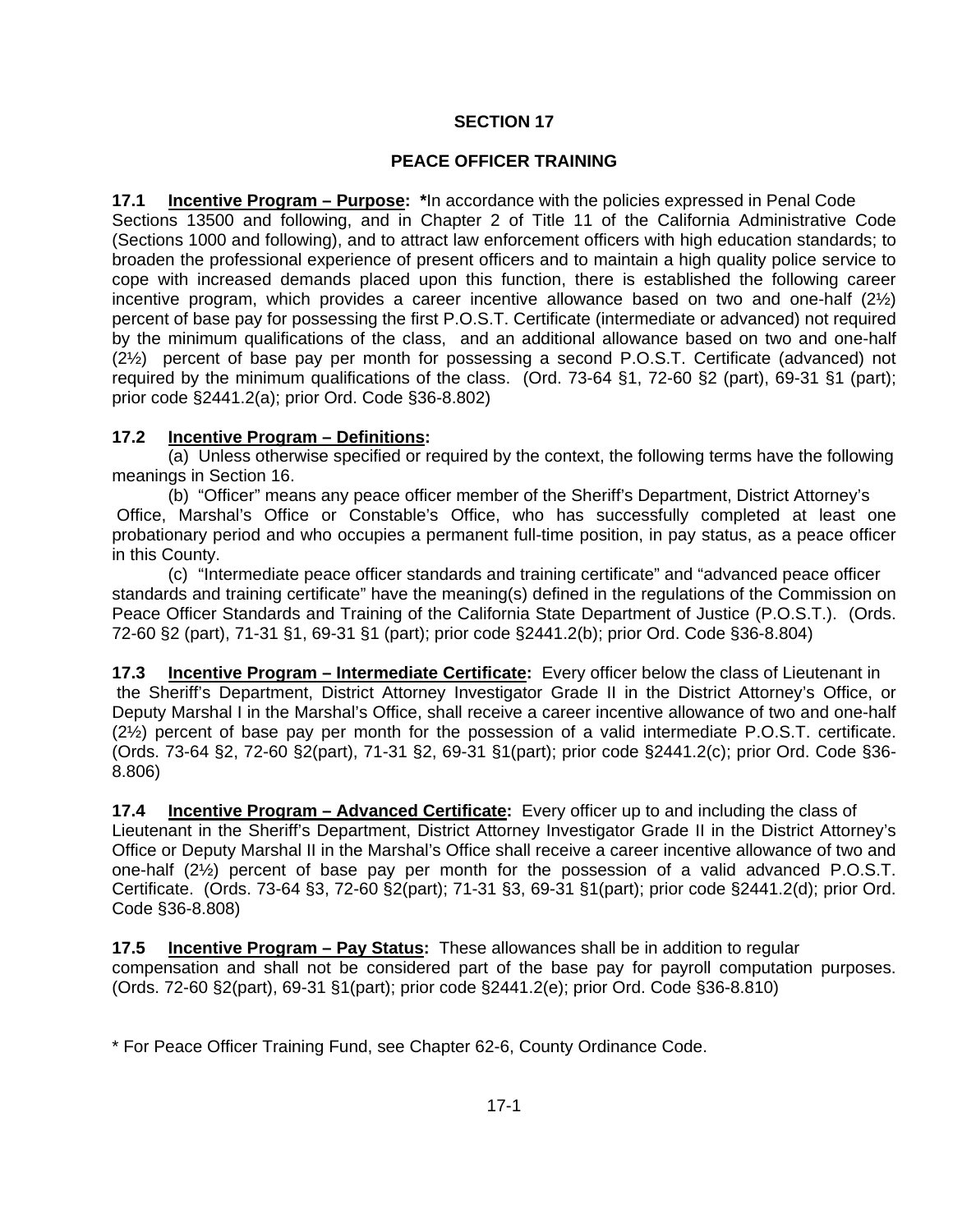# SECTION 17

## PEACE OFFICER TRAINING

**17.1 Incentive Program – Purpose: ***In accordance with the policies expressed in Penal Code Sections 13500 and following, and in Chapter 2 of Title 11 of the California Administrative Code (Sections 1000 and following), and to attract law enforcement officers with high education standards; to broaden the professional experience of present officers and to maintain a high quality police service to cope with increased demands placed upon this function, there is established the following career incentive program, which provides a career incentive allowance based on two and one-half (2½) percent of base pay for possessing the first P.O.S.T. Certificate (intermediate or advanced) not required by the minimum qualifications of the class, and an additional allowance based on two and one-half (2½) percent of base pay per month for possessing a second P.O.S.T. Certificate (advanced) not required by the minimum qualifications of the class. (Ord. 73-64 §1, 72-60 §2 (part), 69-31 §1 (part); prior code §2441.2(a); prior Ord. Code §36-8.802)

**17.2 Incentive Program – Definitions:**

(a) Unless otherwise specified or required by the context, the following terms have the following meanings in Section 16.

(b) "Officer" means any peace officer member of the Sheriff's Department, District Attorney's Office, Marshal's Office or Constable's Office, who has successfully completed at least one probationary period and who occupies a permanent full-time position, in pay status, as a peace officer in this County.

(c) "Intermediate peace officer standards and training certificate" and "advanced peace officer standards and training certificate" have the meaning(s) defined in the regulations of the Commission on Peace Officer Standards and Training of the California State Department of Justice (P.O.S.T.). (Ords. 72-60 §2 (part), 71-31 §1, 69-31 §1 (part); prior code §2441.2(b); prior Ord. Code §36-8.804)

**17.3 Incentive Program – Intermediate Certificate:** Every officer below the class of Lieutenant in the Sheriff's Department, District Attorney Investigator Grade II in the District Attorney's Office, or Deputy Marshal I in the Marshal's Office, shall receive a career incentive allowance of two and one-half (2½) percent of base pay per month for the possession of a valid intermediate P.O.S.T. certificate. (Ords. 73-64 §2, 72-60 §2(part), 71-31 §2, 69-31 §1(part); prior code §2441.2(c); prior Ord. Code §36-8.806)

**17.4 Incentive Program – Advanced Certificate:** Every officer up to and including the class of Lieutenant in the Sheriff's Department, District Attorney Investigator Grade II in the District Attorney's Office or Deputy Marshal II in the Marshal's Office shall receive a career incentive allowance of two and one-half (2½) percent of base pay per month for the possession of a valid advanced P.O.S.T. Certificate. (Ords. 73-64 §3, 72-60 §2(part); 71-31 §3, 69-31 §1(part); prior code §2441.2(d); prior Ord. Code §36-8.808)

**17.5 Incentive Program – Pay Status:** These allowances shall be in addition to regular compensation and shall not be considered part of the base pay for payroll computation purposes. (Ords. 72-60 §2(part), 69-31 §1(part); prior code §2441.2(e); prior Ord. Code §36-8.810)

* For Peace Officer Training Fund, see Chapter 62-6, County Ordinance Code.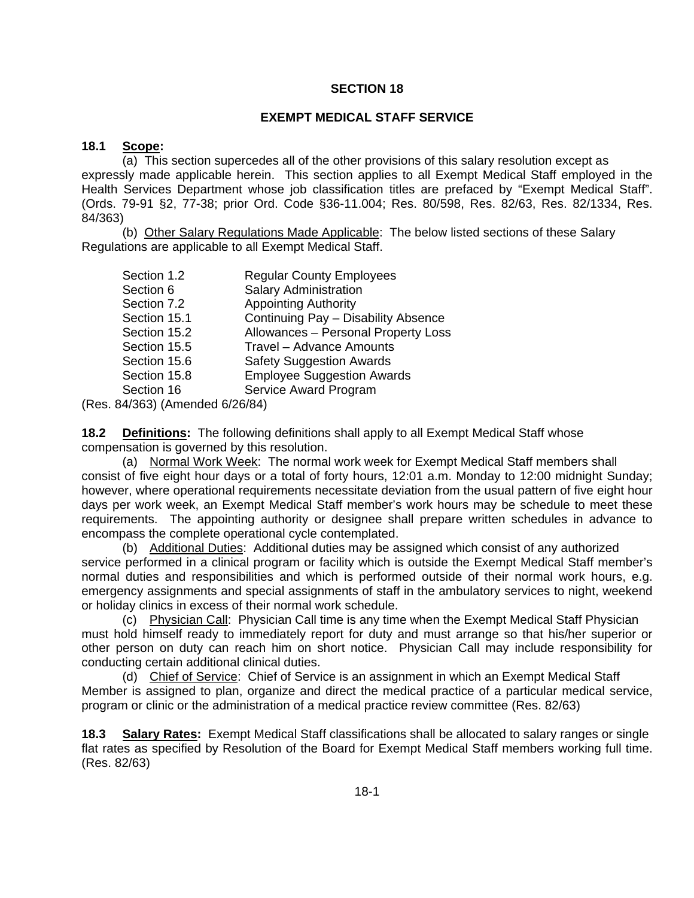# SECTION 18

## EXEMPT MEDICAL STAFF SERVICE

**18.1 Scope:**

(a) This section supercedes all of the other provisions of this salary resolution except as expressly made applicable herein. This section applies to all Exempt Medical Staff employed in the Health Services Department whose job classification titles are prefaced by "Exempt Medical Staff". (Ords. 79-91 §2, 77-38; prior Ord. Code §36-11.004; Res. 80/598, Res. 82/63, Res. 82/1334, Res. 84/363)

(b) Other Salary Regulations Made Applicable: The below listed sections of these Salary Regulations are applicable to all Exempt Medical Staff.

| | |
|---|---|
| Section 1.2 | Regular County Employees |
| Section 6 | Salary Administration |
| Section 7.2 | Appointing Authority |
| Section 15.1 | Continuing Pay – Disability Absence |
| Section 15.2 | Allowances – Personal Property Loss |
| Section 15.5 | Travel – Advance Amounts |
| Section 15.6 | Safety Suggestion Awards |
| Section 15.8 | Employee Suggestion Awards |
| Section 16 | Service Award Program |

(Res. 84/363) (Amended 6/26/84)

**18.2 Definitions:** The following definitions shall apply to all Exempt Medical Staff whose compensation is governed by this resolution.

(a) Normal Work Week: The normal work week for Exempt Medical Staff members shall consist of five eight hour days or a total of forty hours, 12:01 a.m. Monday to 12:00 midnight Sunday; however, where operational requirements necessitate deviation from the usual pattern of five eight hour days per work week, an Exempt Medical Staff member's work hours may be schedule to meet these requirements. The appointing authority or designee shall prepare written schedules in advance to encompass the complete operational cycle contemplated.

(b) Additional Duties: Additional duties may be assigned which consist of any authorized service performed in a clinical program or facility which is outside the Exempt Medical Staff member's normal duties and responsibilities and which is performed outside of their normal work hours, e.g. emergency assignments and special assignments of staff in the ambulatory services to night, weekend or holiday clinics in excess of their normal work schedule.

(c) Physician Call: Physician Call time is any time when the Exempt Medical Staff Physician must hold himself ready to immediately report for duty and must arrange so that his/her superior or other person on duty can reach him on short notice. Physician Call may include responsibility for conducting certain additional clinical duties.

(d) Chief of Service: Chief of Service is an assignment in which an Exempt Medical Staff Member is assigned to plan, organize and direct the medical practice of a particular medical service, program or clinic or the administration of a medical practice review committee (Res. 82/63)

**18.3 Salary Rates:** Exempt Medical Staff classifications shall be allocated to salary ranges or single flat rates as specified by Resolution of the Board for Exempt Medical Staff members working full time. (Res. 82/63)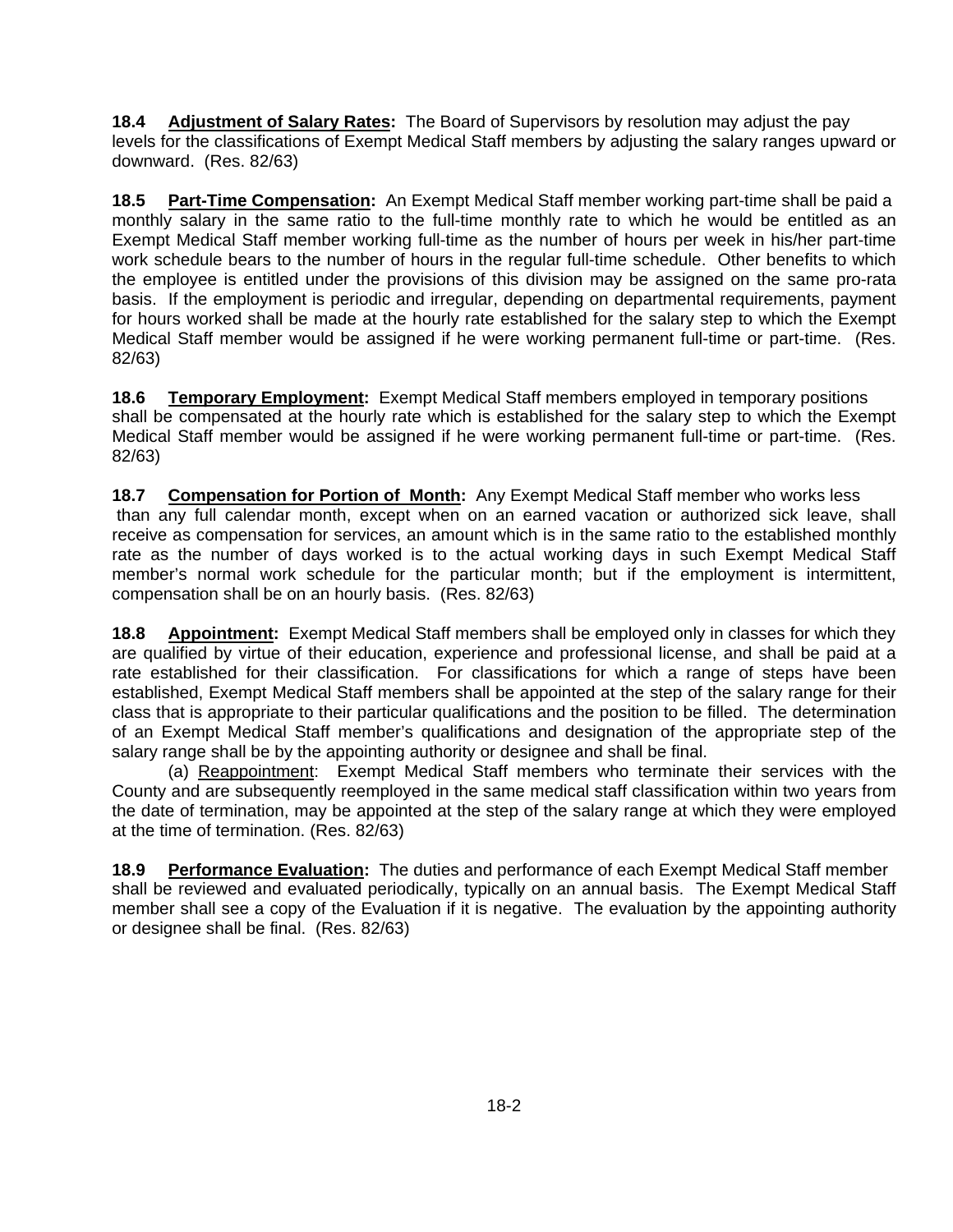**18.4 Adjustment of Salary Rates:** The Board of Supervisors by resolution may adjust the pay levels for the classifications of Exempt Medical Staff members by adjusting the salary ranges upward or downward. (Res. 82/63)

**18.5 Part-Time Compensation:** An Exempt Medical Staff member working part-time shall be paid a monthly salary in the same ratio to the full-time monthly rate to which he would be entitled as an Exempt Medical Staff member working full-time as the number of hours per week in his/her part-time work schedule bears to the number of hours in the regular full-time schedule. Other benefits to which the employee is entitled under the provisions of this division may be assigned on the same pro-rata basis. If the employment is periodic and irregular, depending on departmental requirements, payment for hours worked shall be made at the hourly rate established for the salary step to which the Exempt Medical Staff member would be assigned if he were working permanent full-time or part-time. (Res. 82/63)

**18.6 Temporary Employment:** Exempt Medical Staff members employed in temporary positions shall be compensated at the hourly rate which is established for the salary step to which the Exempt Medical Staff member would be assigned if he were working permanent full-time or part-time. (Res. 82/63)

**18.7 Compensation for Portion of Month:** Any Exempt Medical Staff member who works less than any full calendar month, except when on an earned vacation or authorized sick leave, shall receive as compensation for services, an amount which is in the same ratio to the established monthly rate as the number of days worked is to the actual working days in such Exempt Medical Staff member's normal work schedule for the particular month; but if the employment is intermittent, compensation shall be on an hourly basis. (Res. 82/63)

**18.8 Appointment:** Exempt Medical Staff members shall be employed only in classes for which they are qualified by virtue of their education, experience and professional license, and shall be paid at a rate established for their classification. For classifications for which a range of steps have been established, Exempt Medical Staff members shall be appointed at the step of the salary range for their class that is appropriate to their particular qualifications and the position to be filled. The determination of an Exempt Medical Staff member's qualifications and designation of the appropriate step of the salary range shall be by the appointing authority or designee and shall be final.

(a) Reappointment: Exempt Medical Staff members who terminate their services with the County and are subsequently reemployed in the same medical staff classification within two years from the date of termination, may be appointed at the step of the salary range at which they were employed at the time of termination. (Res. 82/63)

**18.9 Performance Evaluation:** The duties and performance of each Exempt Medical Staff member shall be reviewed and evaluated periodically, typically on an annual basis. The Exempt Medical Staff member shall see a copy of the Evaluation if it is negative. The evaluation by the appointing authority or designee shall be final. (Res. 82/63)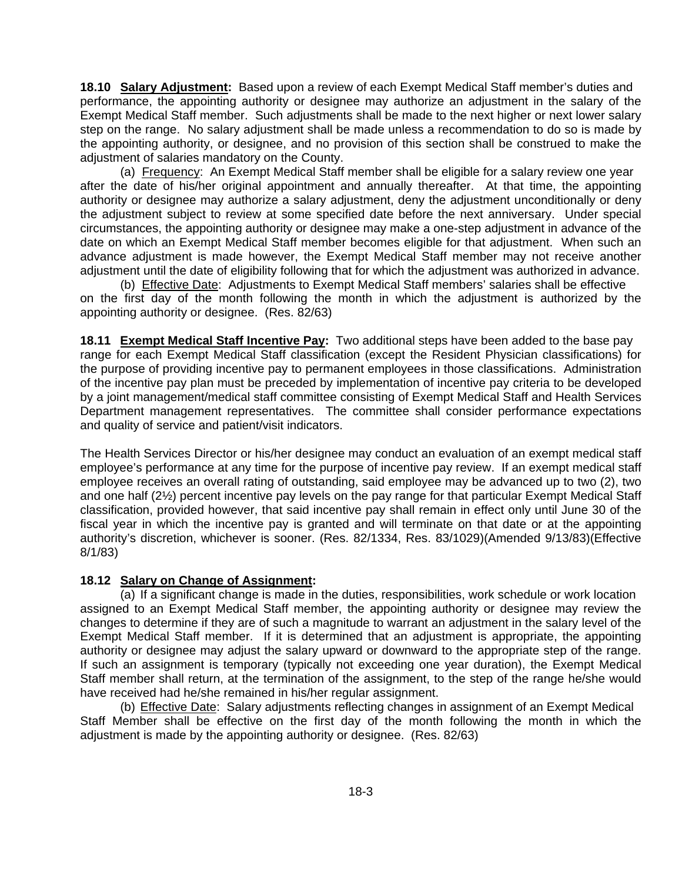**18.10 Salary Adjustment:** Based upon a review of each Exempt Medical Staff member's duties and performance, the appointing authority or designee may authorize an adjustment in the salary of the Exempt Medical Staff member. Such adjustments shall be made to the next higher or next lower salary step on the range. No salary adjustment shall be made unless a recommendation to do so is made by the appointing authority, or designee, and no provision of this section shall be construed to make the adjustment of salaries mandatory on the County.

(a) Frequency: An Exempt Medical Staff member shall be eligible for a salary review one year after the date of his/her original appointment and annually thereafter. At that time, the appointing authority or designee may authorize a salary adjustment, deny the adjustment unconditionally or deny the adjustment subject to review at some specified date before the next anniversary. Under special circumstances, the appointing authority or designee may make a one-step adjustment in advance of the date on which an Exempt Medical Staff member becomes eligible for that adjustment. When such an advance adjustment is made however, the Exempt Medical Staff member may not receive another adjustment until the date of eligibility following that for which the adjustment was authorized in advance.

(b) Effective Date: Adjustments to Exempt Medical Staff members' salaries shall be effective on the first day of the month following the month in which the adjustment is authorized by the appointing authority or designee. (Res. 82/63)

**18.11 Exempt Medical Staff Incentive Pay:** Two additional steps have been added to the base pay range for each Exempt Medical Staff classification (except the Resident Physician classifications) for the purpose of providing incentive pay to permanent employees in those classifications. Administration of the incentive pay plan must be preceded by implementation of incentive pay criteria to be developed by a joint management/medical staff committee consisting of Exempt Medical Staff and Health Services Department management representatives. The committee shall consider performance expectations and quality of service and patient/visit indicators.

The Health Services Director or his/her designee may conduct an evaluation of an exempt medical staff employee's performance at any time for the purpose of incentive pay review. If an exempt medical staff employee receives an overall rating of outstanding, said employee may be advanced up to two (2), two and one half (2½) percent incentive pay levels on the pay range for that particular Exempt Medical Staff classification, provided however, that said incentive pay shall remain in effect only until June 30 of the fiscal year in which the incentive pay is granted and will terminate on that date or at the appointing authority's discretion, whichever is sooner. (Res. 82/1334, Res. 83/1029)(Amended 9/13/83)(Effective 8/1/83)

**18.12 Salary on Change of Assignment:**

(a) If a significant change is made in the duties, responsibilities, work schedule or work location assigned to an Exempt Medical Staff member, the appointing authority or designee may review the changes to determine if they are of such a magnitude to warrant an adjustment in the salary level of the Exempt Medical Staff member. If it is determined that an adjustment is appropriate, the appointing authority or designee may adjust the salary upward or downward to the appropriate step of the range. If such an assignment is temporary (typically not exceeding one year duration), the Exempt Medical Staff member shall return, at the termination of the assignment, to the step of the range he/she would have received had he/she remained in his/her regular assignment.

(b) Effective Date: Salary adjustments reflecting changes in assignment of an Exempt Medical Staff Member shall be effective on the first day of the month following the month in which the adjustment is made by the appointing authority or designee. (Res. 82/63)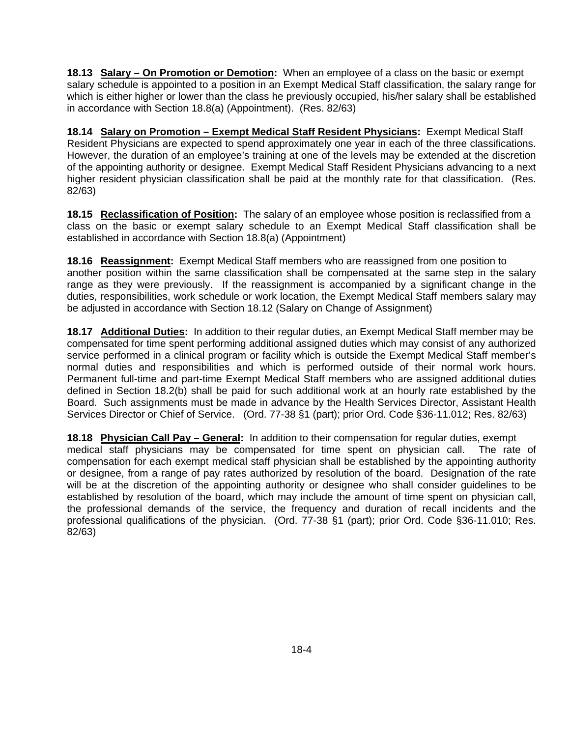**18.13 <u>Salary – On Promotion or Demotion</u>:** When an employee of a class on the basic or exempt salary schedule is appointed to a position in an Exempt Medical Staff classification, the salary range for which is either higher or lower than the class he previously occupied, his/her salary shall be established in accordance with Section 18.8(a) (Appointment). (Res. 82/63)

**18.14 <u>Salary on Promotion – Exempt Medical Staff Resident Physicians</u>:** Exempt Medical Staff Resident Physicians are expected to spend approximately one year in each of the three classifications. However, the duration of an employee's training at one of the levels may be extended at the discretion of the appointing authority or designee. Exempt Medical Staff Resident Physicians advancing to a next higher resident physician classification shall be paid at the monthly rate for that classification. (Res. 82/63)

**18.15 <u>Reclassification of Position</u>:** The salary of an employee whose position is reclassified from a class on the basic or exempt salary schedule to an Exempt Medical Staff classification shall be established in accordance with Section 18.8(a) (Appointment)

**18.16 <u>Reassignment</u>:** Exempt Medical Staff members who are reassigned from one position to another position within the same classification shall be compensated at the same step in the salary range as they were previously. If the reassignment is accompanied by a significant change in the duties, responsibilities, work schedule or work location, the Exempt Medical Staff members salary may be adjusted in accordance with Section 18.12 (Salary on Change of Assignment)

**18.17 <u>Additional Duties</u>:** In addition to their regular duties, an Exempt Medical Staff member may be compensated for time spent performing additional assigned duties which may consist of any authorized service performed in a clinical program or facility which is outside the Exempt Medical Staff member's normal duties and responsibilities and which is performed outside of their normal work hours. Permanent full-time and part-time Exempt Medical Staff members who are assigned additional duties defined in Section 18.2(b) shall be paid for such additional work at an hourly rate established by the Board. Such assignments must be made in advance by the Health Services Director, Assistant Health Services Director or Chief of Service. (Ord. 77-38 §1 (part); prior Ord. Code §36-11.012; Res. 82/63)

**18.18 <u>Physician Call Pay – General</u>:** In addition to their compensation for regular duties, exempt medical staff physicians may be compensated for time spent on physician call. The rate of compensation for each exempt medical staff physician shall be established by the appointing authority or designee, from a range of pay rates authorized by resolution of the board. Designation of the rate will be at the discretion of the appointing authority or designee who shall consider guidelines to be established by resolution of the board, which may include the amount of time spent on physician call, the professional demands of the service, the frequency and duration of recall incidents and the professional qualifications of the physician. (Ord. 77-38 §1 (part); prior Ord. Code §36-11.010; Res. 82/63)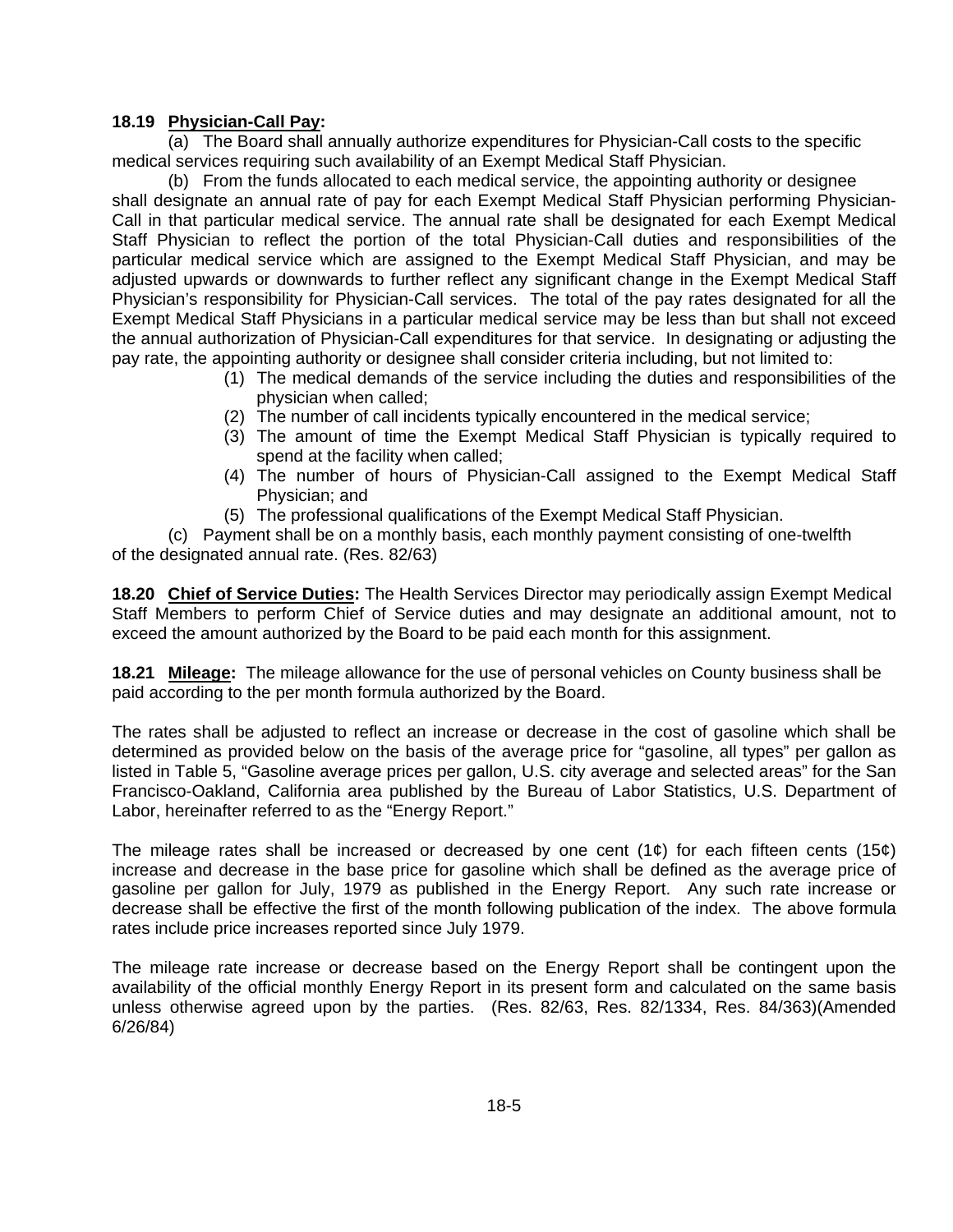**18.19 Physician-Call Pay:**

(a) The Board shall annually authorize expenditures for Physician-Call costs to the specific medical services requiring such availability of an Exempt Medical Staff Physician.

(b) From the funds allocated to each medical service, the appointing authority or designee shall designate an annual rate of pay for each Exempt Medical Staff Physician performing Physician-Call in that particular medical service. The annual rate shall be designated for each Exempt Medical Staff Physician to reflect the portion of the total Physician-Call duties and responsibilities of the particular medical service which are assigned to the Exempt Medical Staff Physician, and may be adjusted upwards or downwards to further reflect any significant change in the Exempt Medical Staff Physician's responsibility for Physician-Call services. The total of the pay rates designated for all the Exempt Medical Staff Physicians in a particular medical service may be less than but shall not exceed the annual authorization of Physician-Call expenditures for that service. In designating or adjusting the pay rate, the appointing authority or designee shall consider criteria including, but not limited to:

(1) The medical demands of the service including the duties and responsibilities of the physician when called;
(2) The number of call incidents typically encountered in the medical service;
(3) The amount of time the Exempt Medical Staff Physician is typically required to spend at the facility when called;
(4) The number of hours of Physician-Call assigned to the Exempt Medical Staff Physician; and
(5) The professional qualifications of the Exempt Medical Staff Physician.

(c) Payment shall be on a monthly basis, each monthly payment consisting of one-twelfth of the designated annual rate. (Res. 82/63)

**18.20 Chief of Service Duties:** The Health Services Director may periodically assign Exempt Medical Staff Members to perform Chief of Service duties and may designate an additional amount, not to exceed the amount authorized by the Board to be paid each month for this assignment.

**18.21 Mileage:** The mileage allowance for the use of personal vehicles on County business shall be paid according to the per month formula authorized by the Board.

The rates shall be adjusted to reflect an increase or decrease in the cost of gasoline which shall be determined as provided below on the basis of the average price for "gasoline, all types" per gallon as listed in Table 5, "Gasoline average prices per gallon, U.S. city average and selected areas" for the San Francisco-Oakland, California area published by the Bureau of Labor Statistics, U.S. Department of Labor, hereinafter referred to as the "Energy Report."

The mileage rates shall be increased or decreased by one cent (1¢) for each fifteen cents (15¢) increase and decrease in the base price for gasoline which shall be defined as the average price of gasoline per gallon for July, 1979 as published in the Energy Report. Any such rate increase or decrease shall be effective the first of the month following publication of the index. The above formula rates include price increases reported since July 1979.

The mileage rate increase or decrease based on the Energy Report shall be contingent upon the availability of the official monthly Energy Report in its present form and calculated on the same basis unless otherwise agreed upon by the parties. (Res. 82/63, Res. 82/1334, Res. 84/363)(Amended 6/26/84)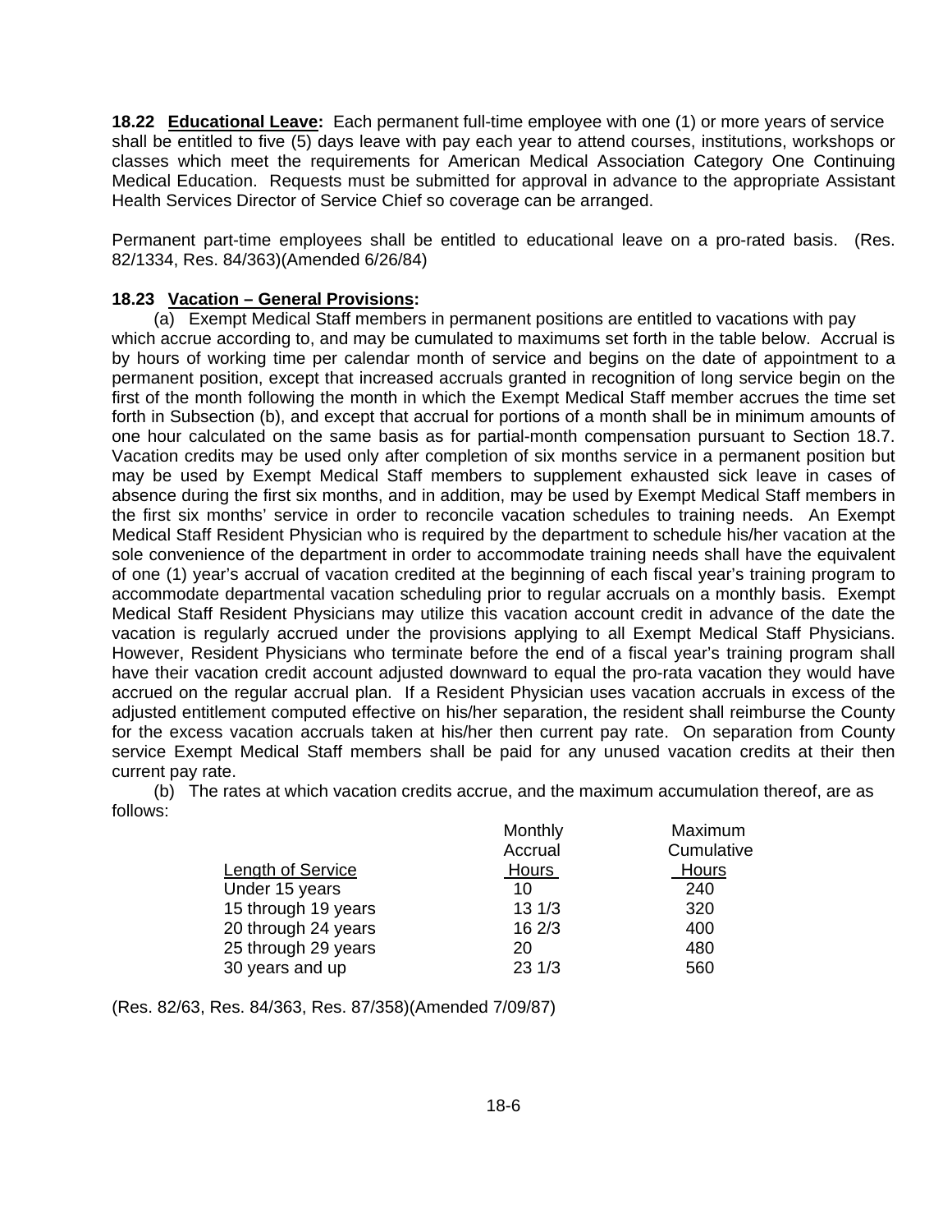**18.22 <u>Educational Leave</u>:** Each permanent full-time employee with one (1) or more years of service shall be entitled to five (5) days leave with pay each year to attend courses, institutions, workshops or classes which meet the requirements for American Medical Association Category One Continuing Medical Education. Requests must be submitted for approval in advance to the appropriate Assistant Health Services Director of Service Chief so coverage can be arranged.

Permanent part-time employees shall be entitled to educational leave on a pro-rated basis. (Res. 82/1334, Res. 84/363)(Amended 6/26/84)

**18.23 <u>Vacation – General Provisions</u>:**

(a) Exempt Medical Staff members in permanent positions are entitled to vacations with pay which accrue according to, and may be cumulated to maximums set forth in the table below. Accrual is by hours of working time per calendar month of service and begins on the date of appointment to a permanent position, except that increased accruals granted in recognition of long service begin on the first of the month following the month in which the Exempt Medical Staff member accrues the time set forth in Subsection (b), and except that accrual for portions of a month shall be in minimum amounts of one hour calculated on the same basis as for partial-month compensation pursuant to Section 18.7. Vacation credits may be used only after completion of six months service in a permanent position but may be used by Exempt Medical Staff members to supplement exhausted sick leave in cases of absence during the first six months, and in addition, may be used by Exempt Medical Staff members in the first six months' service in order to reconcile vacation schedules to training needs. An Exempt Medical Staff Resident Physician who is required by the department to schedule his/her vacation at the sole convenience of the department in order to accommodate training needs shall have the equivalent of one (1) year's accrual of vacation credited at the beginning of each fiscal year's training program to accommodate departmental vacation scheduling prior to regular accruals on a monthly basis. Exempt Medical Staff Resident Physicians may utilize this vacation account credit in advance of the date the vacation is regularly accrued under the provisions applying to all Exempt Medical Staff Physicians. However, Resident Physicians who terminate before the end of a fiscal year's training program shall have their vacation credit account adjusted downward to equal the pro-rata vacation they would have accrued on the regular accrual plan. If a Resident Physician uses vacation accruals in excess of the adjusted entitlement computed effective on his/her separation, the resident shall reimburse the County for the excess vacation accruals taken at his/her then current pay rate. On separation from County service Exempt Medical Staff members shall be paid for any unused vacation credits at their then current pay rate.

(b) The rates at which vacation credits accrue, and the maximum accumulation thereof, are as follows:

| Length of Service | Monthly Accrual Hours | Maximum Cumulative Hours |
|---|---|---|
| Under 15 years | 10 | 240 |
| 15 through 19 years | 13 1/3 | 320 |
| 20 through 24 years | 16 2/3 | 400 |
| 25 through 29 years | 20 | 480 |
| 30 years and up | 23 1/3 | 560 |

(Res. 82/63, Res. 84/363, Res. 87/358)(Amended 7/09/87)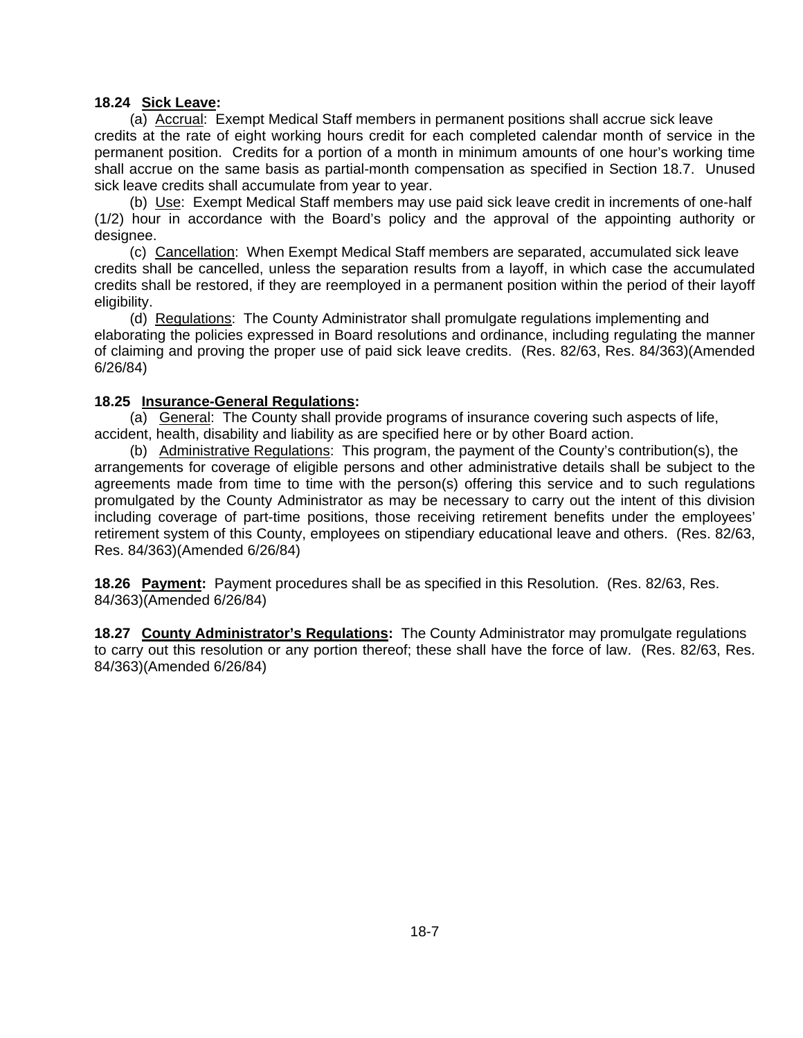**18.24 Sick Leave:**

(a) Accrual: Exempt Medical Staff members in permanent positions shall accrue sick leave credits at the rate of eight working hours credit for each completed calendar month of service in the permanent position. Credits for a portion of a month in minimum amounts of one hour's working time shall accrue on the same basis as partial-month compensation as specified in Section 18.7. Unused sick leave credits shall accumulate from year to year.

(b) Use: Exempt Medical Staff members may use paid sick leave credit in increments of one-half (1/2) hour in accordance with the Board's policy and the approval of the appointing authority or designee.

(c) Cancellation: When Exempt Medical Staff members are separated, accumulated sick leave credits shall be cancelled, unless the separation results from a layoff, in which case the accumulated credits shall be restored, if they are reemployed in a permanent position within the period of their layoff eligibility.

(d) Regulations: The County Administrator shall promulgate regulations implementing and elaborating the policies expressed in Board resolutions and ordinance, including regulating the manner of claiming and proving the proper use of paid sick leave credits. (Res. 82/63, Res. 84/363)(Amended 6/26/84)

**18.25 Insurance-General Regulations:**

(a) General: The County shall provide programs of insurance covering such aspects of life, accident, health, disability and liability as are specified here or by other Board action.

(b) Administrative Regulations: This program, the payment of the County's contribution(s), the arrangements for coverage of eligible persons and other administrative details shall be subject to the agreements made from time to time with the person(s) offering this service and to such regulations promulgated by the County Administrator as may be necessary to carry out the intent of this division including coverage of part-time positions, those receiving retirement benefits under the employees' retirement system of this County, employees on stipendiary educational leave and others. (Res. 82/63, Res. 84/363)(Amended 6/26/84)

**18.26 Payment:** Payment procedures shall be as specified in this Resolution. (Res. 82/63, Res. 84/363)(Amended 6/26/84)

**18.27 County Administrator's Regulations:** The County Administrator may promulgate regulations to carry out this resolution or any portion thereof; these shall have the force of law. (Res. 82/63, Res. 84/363)(Amended 6/26/84)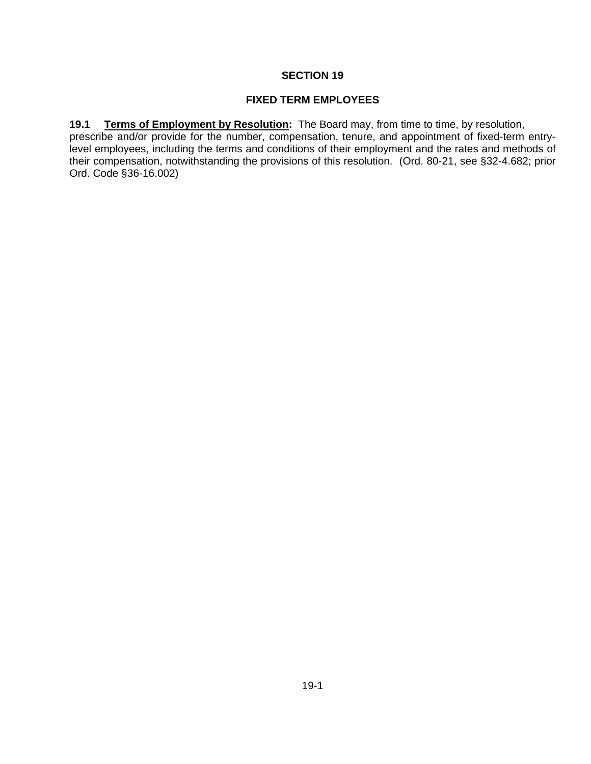# SECTION 19

## FIXED TERM EMPLOYEES

**19.1 <u>Terms of Employment by Resolution</u>:** The Board may, from time to time, by resolution, prescribe and/or provide for the number, compensation, tenure, and appointment of fixed-term entry-level employees, including the terms and conditions of their employment and the rates and methods of their compensation, notwithstanding the provisions of this resolution. (Ord. 80-21, see §32-4.682; prior Ord. Code §36-16.002)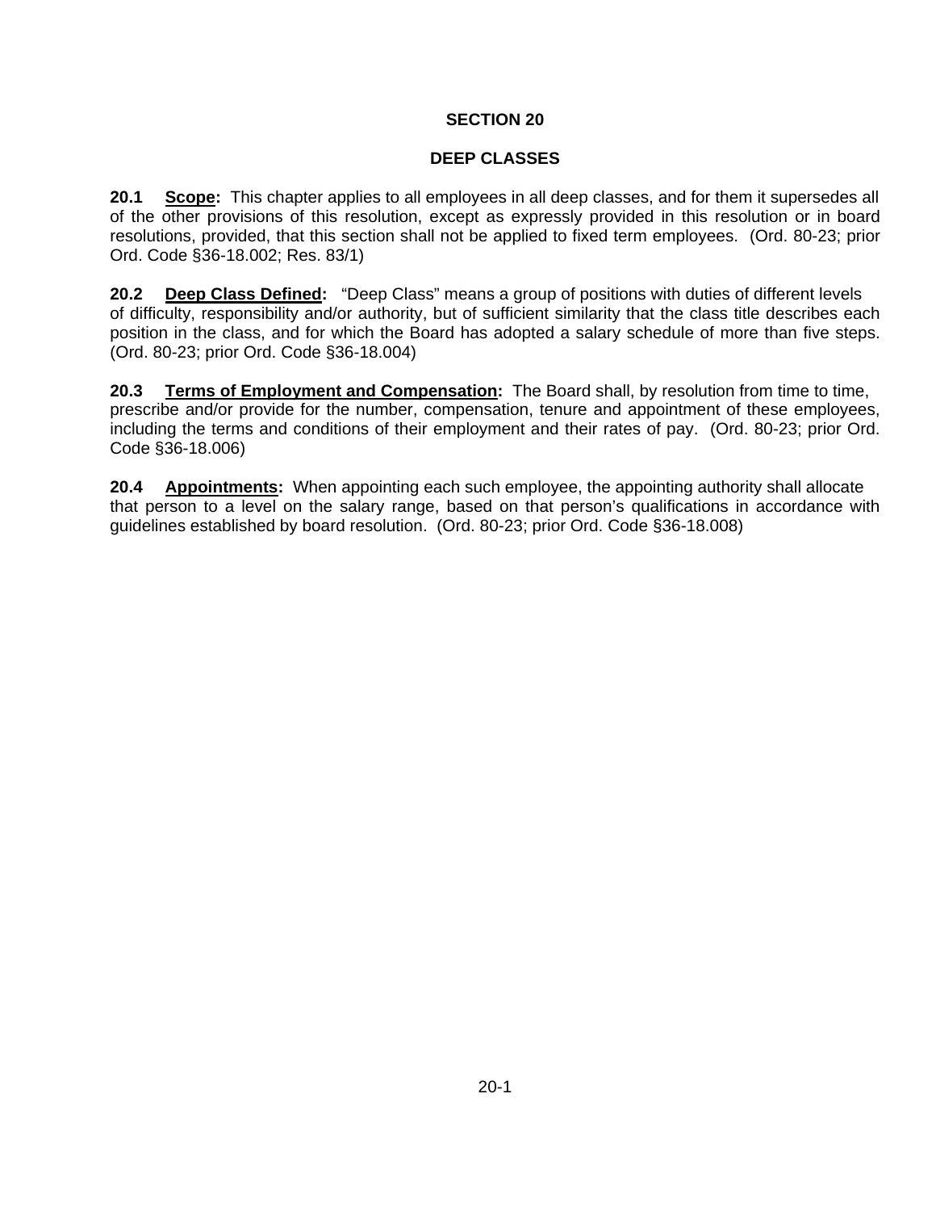# SECTION 20

## DEEP CLASSES

**20.1 <u>Scope</u>:** This chapter applies to all employees in all deep classes, and for them it supersedes all of the other provisions of this resolution, except as expressly provided in this resolution or in board resolutions, provided, that this section shall not be applied to fixed term employees. (Ord. 80-23; prior Ord. Code §36-18.002; Res. 83/1)

**20.2 <u>Deep Class Defined</u>:** "Deep Class" means a group of positions with duties of different levels of difficulty, responsibility and/or authority, but of sufficient similarity that the class title describes each position in the class, and for which the Board has adopted a salary schedule of more than five steps. (Ord. 80-23; prior Ord. Code §36-18.004)

**20.3 <u>Terms of Employment and Compensation</u>:** The Board shall, by resolution from time to time, prescribe and/or provide for the number, compensation, tenure and appointment of these employees, including the terms and conditions of their employment and their rates of pay. (Ord. 80-23; prior Ord. Code §36-18.006)

**20.4 <u>Appointments</u>:** When appointing each such employee, the appointing authority shall allocate that person to a level on the salary range, based on that person's qualifications in accordance with guidelines established by board resolution. (Ord. 80-23; prior Ord. Code §36-18.008)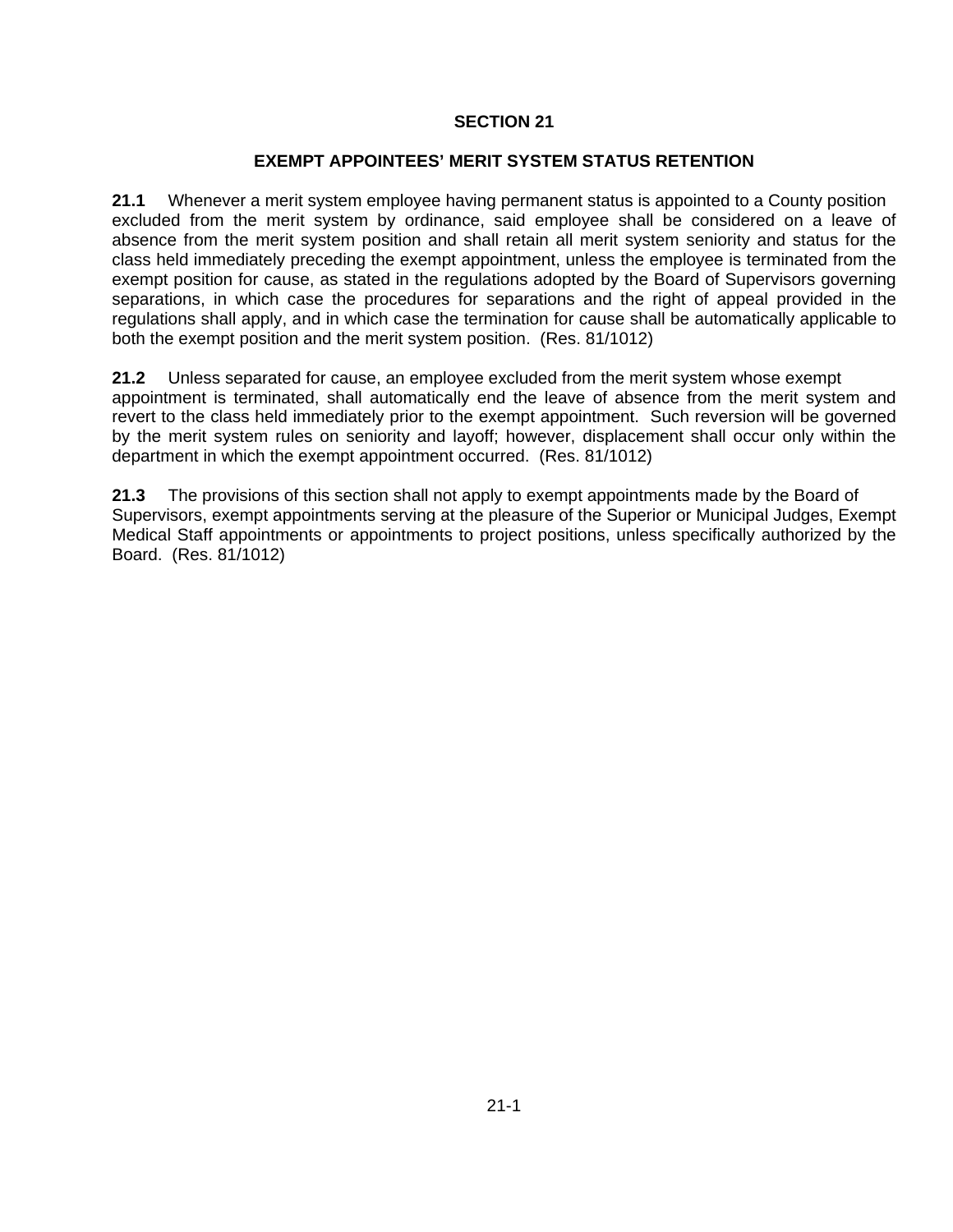## SECTION 21

## EXEMPT APPOINTEES' MERIT SYSTEM STATUS RETENTION

**21.1** Whenever a merit system employee having permanent status is appointed to a County position excluded from the merit system by ordinance, said employee shall be considered on a leave of absence from the merit system position and shall retain all merit system seniority and status for the class held immediately preceding the exempt appointment, unless the employee is terminated from the exempt position for cause, as stated in the regulations adopted by the Board of Supervisors governing separations, in which case the procedures for separations and the right of appeal provided in the regulations shall apply, and in which case the termination for cause shall be automatically applicable to both the exempt position and the merit system position. (Res. 81/1012)

**21.2** Unless separated for cause, an employee excluded from the merit system whose exempt appointment is terminated, shall automatically end the leave of absence from the merit system and revert to the class held immediately prior to the exempt appointment. Such reversion will be governed by the merit system rules on seniority and layoff; however, displacement shall occur only within the department in which the exempt appointment occurred. (Res. 81/1012)

**21.3** The provisions of this section shall not apply to exempt appointments made by the Board of Supervisors, exempt appointments serving at the pleasure of the Superior or Municipal Judges, Exempt Medical Staff appointments or appointments to project positions, unless specifically authorized by the Board. (Res. 81/1012)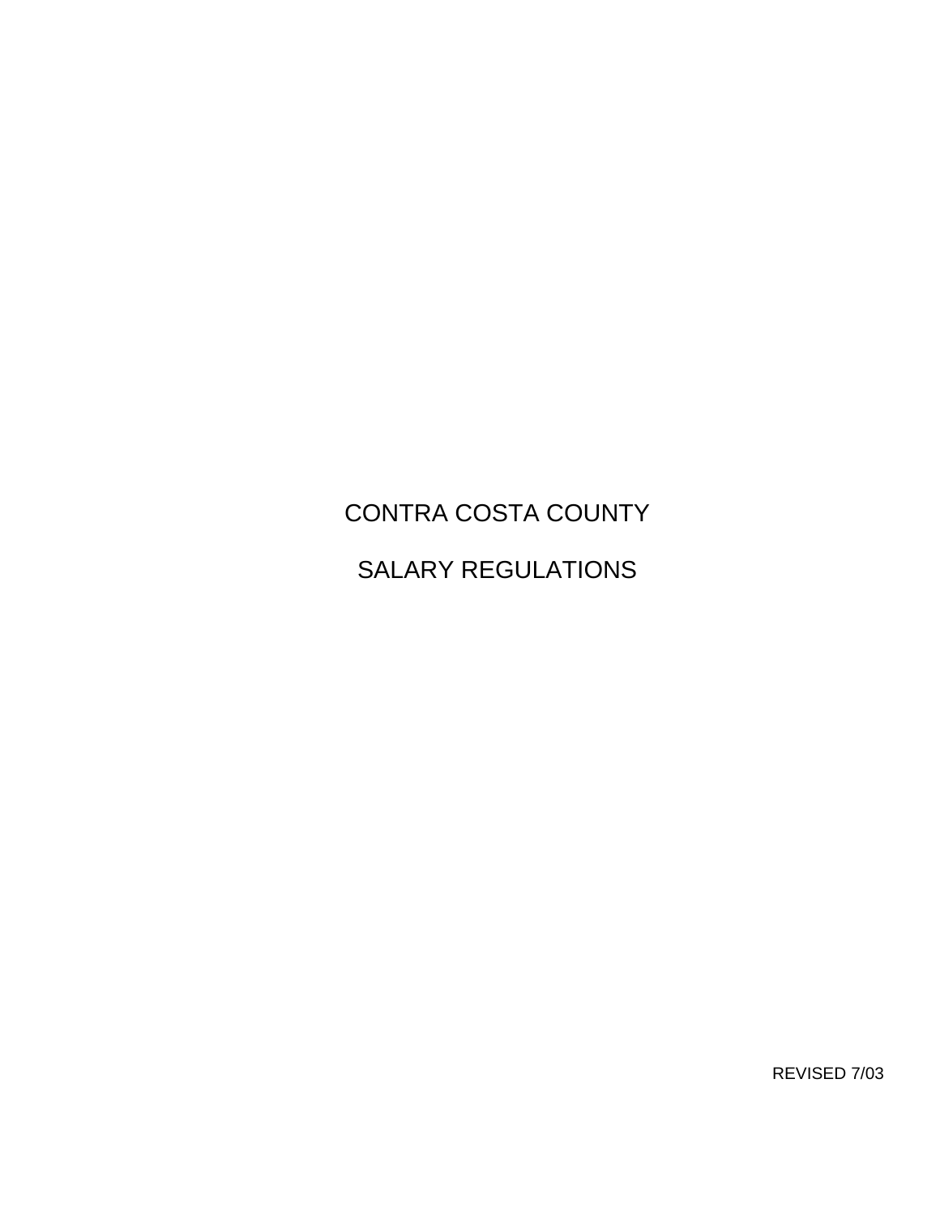# CONTRA COSTA COUNTY

# SALARY REGULATIONS

REVISED 7/03